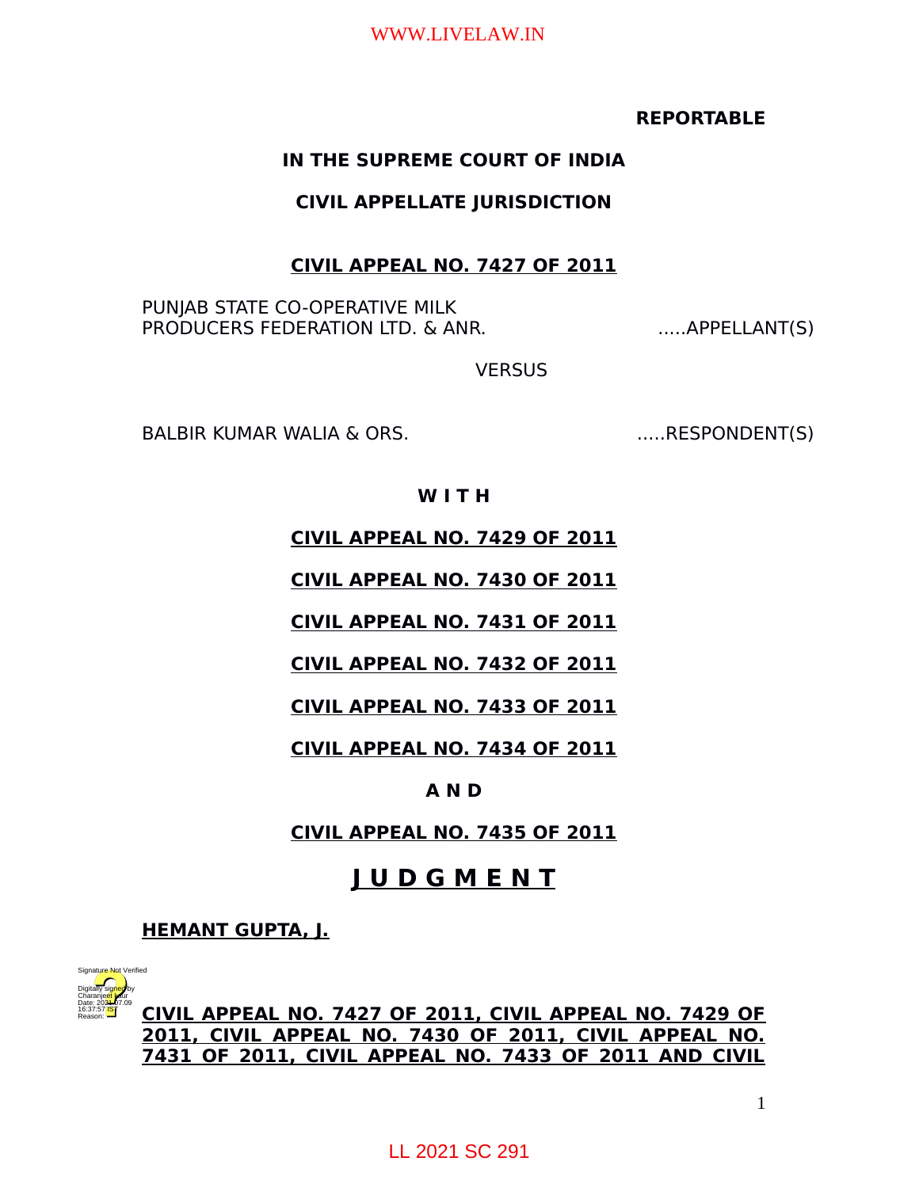**REPORTABLE**

**IN THE SUPREME COURT OF INDIA**

**CIVIL APPELLATE JURISDICTION**

**CIVIL APPEAL NO. 7427 OF 2011**

PUNJAB STATE CO-OPERATIVE MILK PRODUCERS FEDERATION LTD. & ANR. .....APPELLANT(S)

VERSUS

BALBIR KUMAR WALIA & ORS. .....RESPONDENT(S)

**W I T H**

**CIVIL APPEAL NO. 7429 OF 2011**

**CIVIL APPEAL NO. 7430 OF 2011**

**CIVIL APPEAL NO. 7431 OF 2011**

**CIVIL APPEAL NO. 7432 OF 2011**

**CIVIL APPEAL NO. 7433 OF 2011**

**CIVIL APPEAL NO. 7434 OF 2011**

**A N D**

**CIVIL APPEAL NO. 7435 OF 2011**

# J U D G M E N T

**HEMANT GUPTA, J.**

**CIVIL APPEAL NO. 7427 OF 2011, CIVIL APPEAL NO. 7429 OF 2011, CIVIL APPEAL NO. 7430 OF 2011, CIVIL APPEAL NO. 7431 OF 2011, CIVIL APPEAL NO. 7433 OF 2011 AND CIVIL**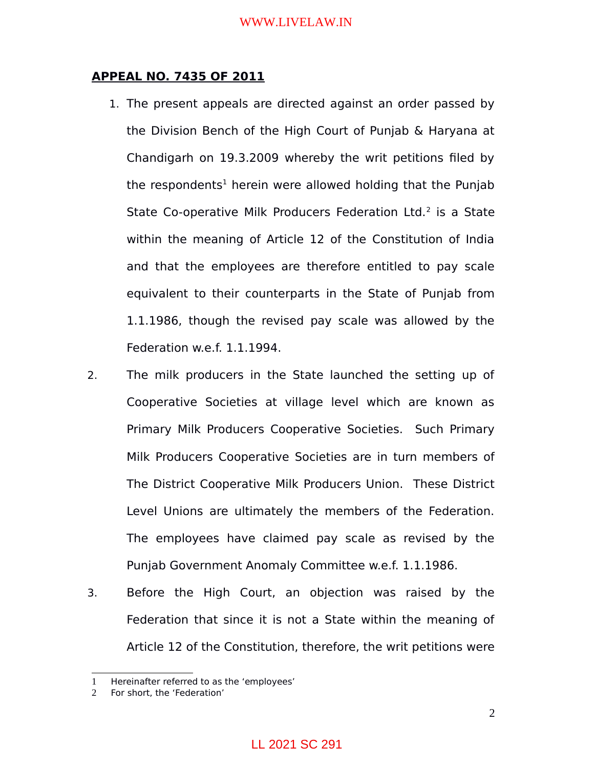**APPEAL NO. 7435 OF 2011**

1. The present appeals are directed against an order passed by the Division Bench of the High Court of Punjab & Haryana at Chandigarh on 19.3.2009 whereby the writ petitions filed by the respondents[1] herein were allowed holding that the Punjab State Co-operative Milk Producers Federation Ltd.[2] is a State within the meaning of Article 12 of the Constitution of India and that the employees are therefore entitled to pay scale equivalent to their counterparts in the State of Punjab from 1.1.1986, though the revised pay scale was allowed by the Federation w.e.f. 1.1.1994.

2. The milk producers in the State launched the setting up of Cooperative Societies at village level which are known as Primary Milk Producers Cooperative Societies. Such Primary Milk Producers Cooperative Societies are in turn members of The District Cooperative Milk Producers Union. These District Level Unions are ultimately the members of the Federation. The employees have claimed pay scale as revised by the Punjab Government Anomaly Committee w.e.f. 1.1.1986.

3. Before the High Court, an objection was raised by the Federation that since it is not a State within the meaning of Article 12 of the Constitution, therefore, the writ petitions were

---

1 Hereinafter referred to as the 'employees'

2 For short, the 'Federation'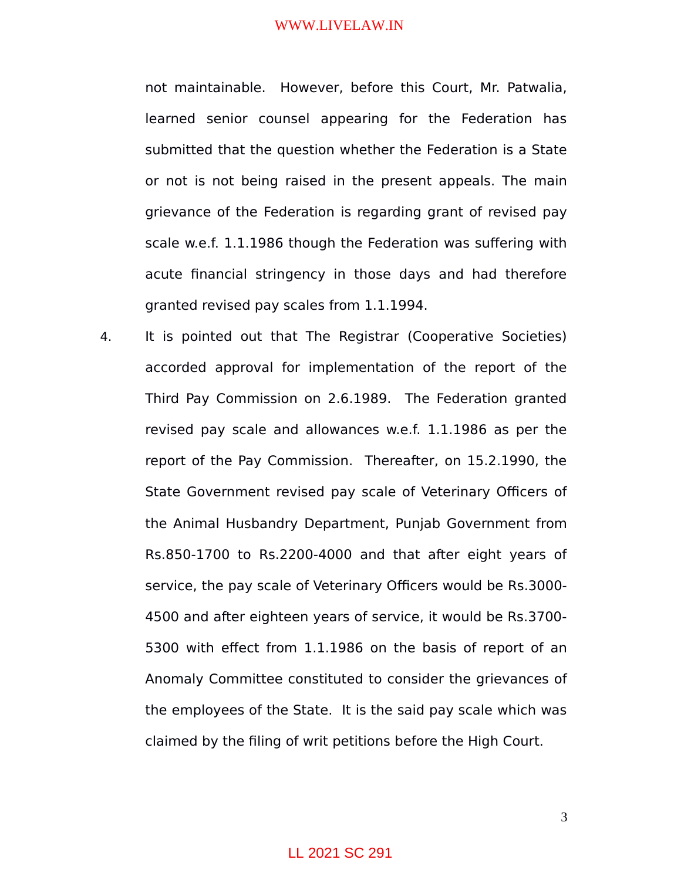not maintainable. However, before this Court, Mr. Patwalia, learned senior counsel appearing for the Federation has submitted that the question whether the Federation is a State or not is not being raised in the present appeals. The main grievance of the Federation is regarding grant of revised pay scale w.e.f. 1.1.1986 though the Federation was suffering with acute financial stringency in those days and had therefore granted revised pay scales from 1.1.1994.

4. It is pointed out that The Registrar (Cooperative Societies) accorded approval for implementation of the report of the Third Pay Commission on 2.6.1989. The Federation granted revised pay scale and allowances w.e.f. 1.1.1986 as per the report of the Pay Commission. Thereafter, on 15.2.1990, the State Government revised pay scale of Veterinary Officers of the Animal Husbandry Department, Punjab Government from Rs.850-1700 to Rs.2200-4000 and that after eight years of service, the pay scale of Veterinary Officers would be Rs.3000-4500 and after eighteen years of service, it would be Rs.3700-5300 with effect from 1.1.1986 on the basis of report of an Anomaly Committee constituted to consider the grievances of the employees of the State. It is the said pay scale which was claimed by the filing of writ petitions before the High Court.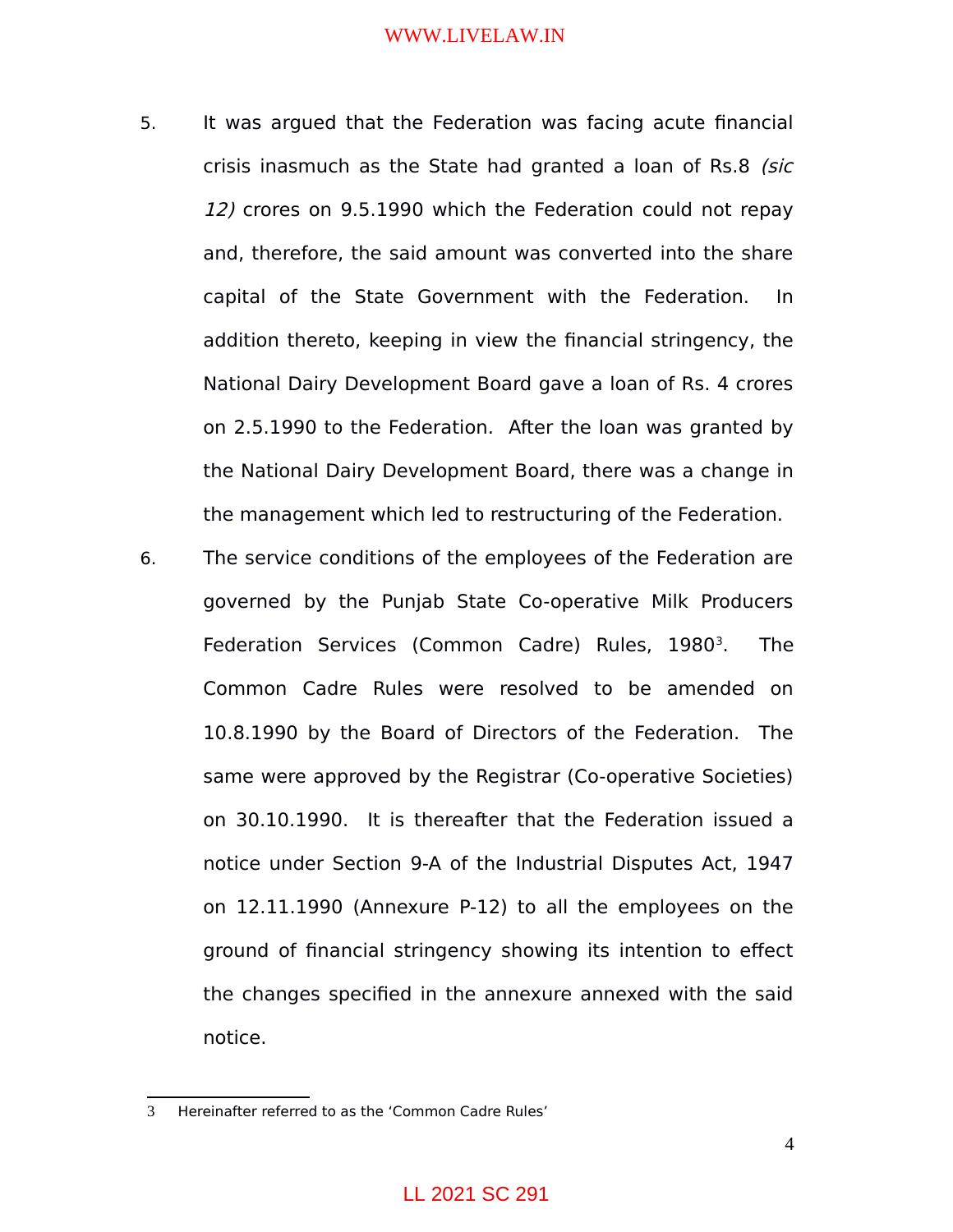5. It was argued that the Federation was facing acute financial crisis inasmuch as the State had granted a loan of Rs.8 *(sic 12)* crores on 9.5.1990 which the Federation could not repay and, therefore, the said amount was converted into the share capital of the State Government with the Federation. In addition thereto, keeping in view the financial stringency, the National Dairy Development Board gave a loan of Rs. 4 crores on 2.5.1990 to the Federation. After the loan was granted by the National Dairy Development Board, there was a change in the management which led to restructuring of the Federation.

6. The service conditions of the employees of the Federation are governed by the Punjab State Co-operative Milk Producers Federation Services (Common Cadre) Rules, 1980[3]. The Common Cadre Rules were resolved to be amended on 10.8.1990 by the Board of Directors of the Federation. The same were approved by the Registrar (Co-operative Societies) on 30.10.1990. It is thereafter that the Federation issued a notice under Section 9-A of the Industrial Disputes Act, 1947 on 12.11.1990 (Annexure P-12) to all the employees on the ground of financial stringency showing its intention to effect the changes specified in the annexure annexed with the said notice.

---

3 Hereinafter referred to as the 'Common Cadre Rules'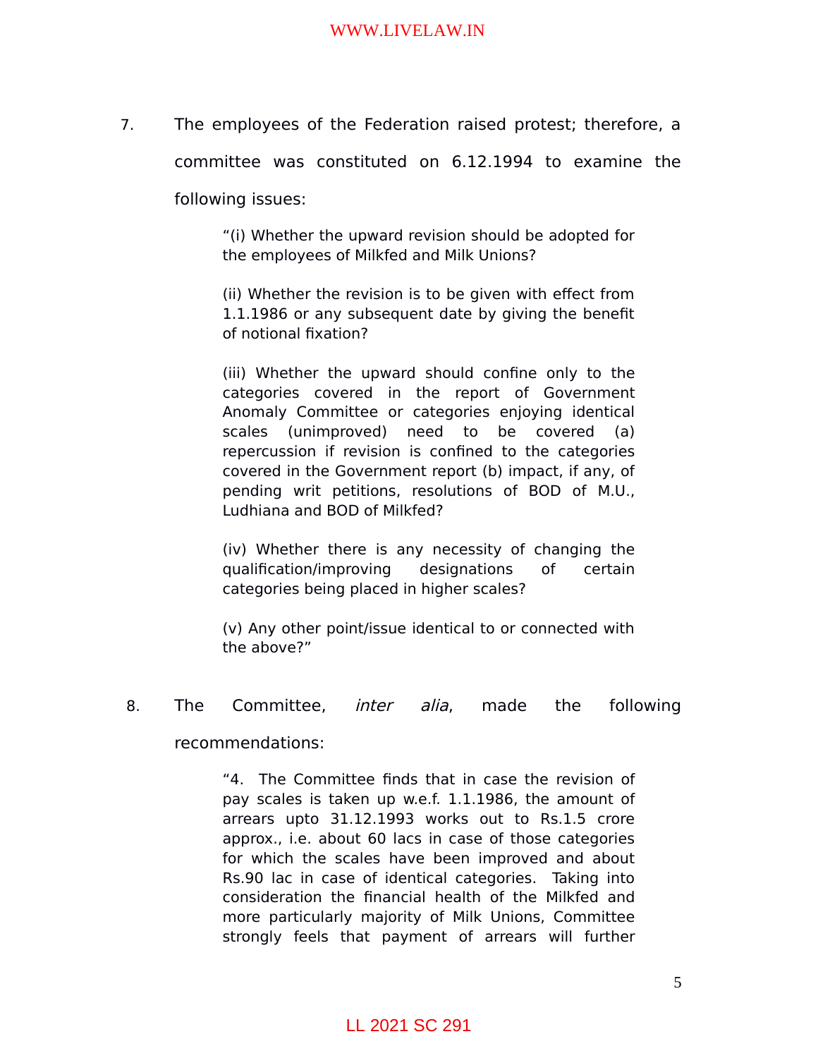7. The employees of the Federation raised protest; therefore, a committee was constituted on 6.12.1994 to examine the following issues:

> "(i) Whether the upward revision should be adopted for the employees of Milkfed and Milk Unions?
>
> (ii) Whether the revision is to be given with effect from 1.1.1986 or any subsequent date by giving the benefit of notional fixation?
>
> (iii) Whether the upward should confine only to the categories covered in the report of Government Anomaly Committee or categories enjoying identical scales (unimproved) need to be covered (a) repercussion if revision is confined to the categories covered in the Government report (b) impact, if any, of pending writ petitions, resolutions of BOD of M.U., Ludhiana and BOD of Milkfed?
>
> (iv) Whether there is any necessity of changing the qualification/improving designations of certain categories being placed in higher scales?
>
> (v) Any other point/issue identical to or connected with the above?"

8. The Committee, *inter alia*, made the following recommendations:

> "4. The Committee finds that in case the revision of pay scales is taken up w.e.f. 1.1.1986, the amount of arrears upto 31.12.1993 works out to Rs.1.5 crore approx., i.e. about 60 lacs in case of those categories for which the scales have been improved and about Rs.90 lac in case of identical categories. Taking into consideration the financial health of the Milkfed and more particularly majority of Milk Unions, Committee strongly feels that payment of arrears will further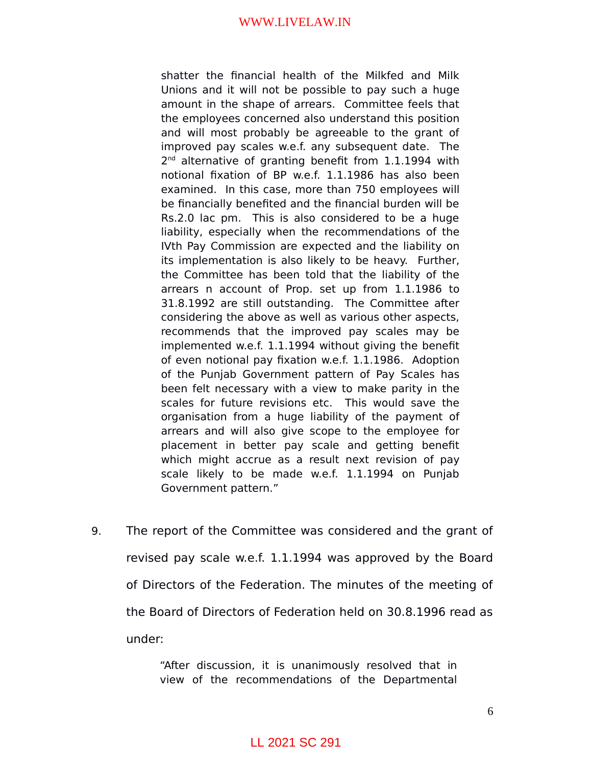> shatter the financial health of the Milkfed and Milk Unions and it will not be possible to pay such a huge amount in the shape of arrears. Committee feels that the employees concerned also understand this position and will most probably be agreeable to the grant of improved pay scales w.e.f. any subsequent date. The 2nd alternative of granting benefit from 1.1.1994 with notional fixation of BP w.e.f. 1.1.1986 has also been examined. In this case, more than 750 employees will be financially benefited and the financial burden will be Rs.2.0 lac pm. This is also considered to be a huge liability, especially when the recommendations of the IVth Pay Commission are expected and the liability on its implementation is also likely to be heavy. Further, the Committee has been told that the liability of the arrears n account of Prop. set up from 1.1.1986 to 31.8.1992 are still outstanding. The Committee after considering the above as well as various other aspects, recommends that the improved pay scales may be implemented w.e.f. 1.1.1994 without giving the benefit of even notional pay fixation w.e.f. 1.1.1986. Adoption of the Punjab Government pattern of Pay Scales has been felt necessary with a view to make parity in the scales for future revisions etc. This would save the organisation from a huge liability of the payment of arrears and will also give scope to the employee for placement in better pay scale and getting benefit which might accrue as a result next revision of pay scale likely to be made w.e.f. 1.1.1994 on Punjab Government pattern."

9. The report of the Committee was considered and the grant of revised pay scale w.e.f. 1.1.1994 was approved by the Board of Directors of the Federation. The minutes of the meeting of the Board of Directors of Federation held on 30.8.1996 read as under:

> "After discussion, it is unanimously resolved that in view of the recommendations of the Departmental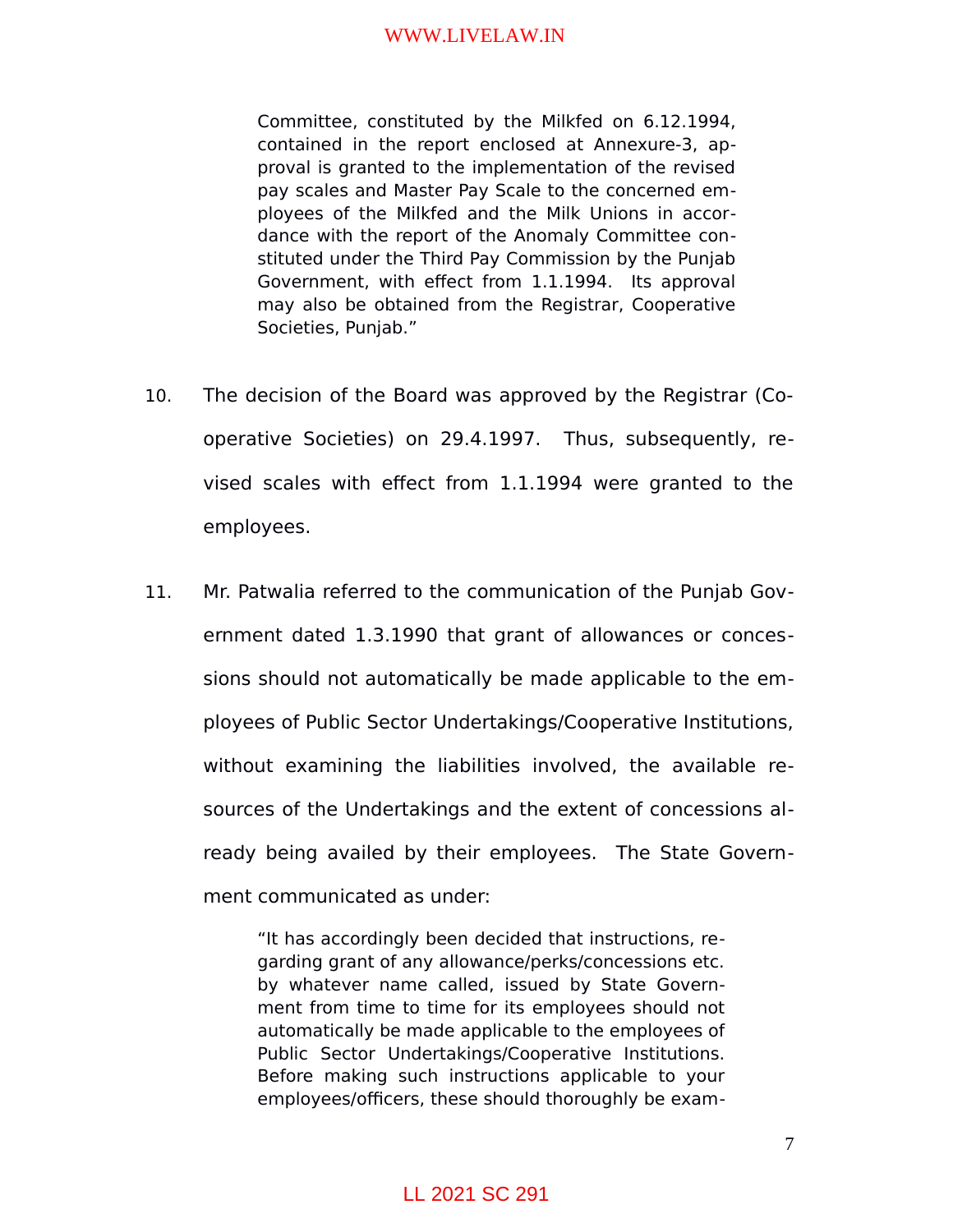> Committee, constituted by the Milkfed on 6.12.1994, contained in the report enclosed at Annexure-3, approval is granted to the implementation of the revised pay scales and Master Pay Scale to the concerned employees of the Milkfed and the Milk Unions in accordance with the report of the Anomaly Committee constituted under the Third Pay Commission by the Punjab Government, with effect from 1.1.1994. Its approval may also be obtained from the Registrar, Cooperative Societies, Punjab."

10. The decision of the Board was approved by the Registrar (Cooperative Societies) on 29.4.1997. Thus, subsequently, revised scales with effect from 1.1.1994 were granted to the employees.

11. Mr. Patwalia referred to the communication of the Punjab Government dated 1.3.1990 that grant of allowances or concessions should not automatically be made applicable to the employees of Public Sector Undertakings/Cooperative Institutions, without examining the liabilities involved, the available resources of the Undertakings and the extent of concessions already being availed by their employees. The State Government communicated as under:

> "It has accordingly been decided that instructions, regarding grant of any allowance/perks/concessions etc. by whatever name called, issued by State Government from time to time for its employees should not automatically be made applicable to the employees of Public Sector Undertakings/Cooperative Institutions. Before making such instructions applicable to your employees/officers, these should thoroughly be exam-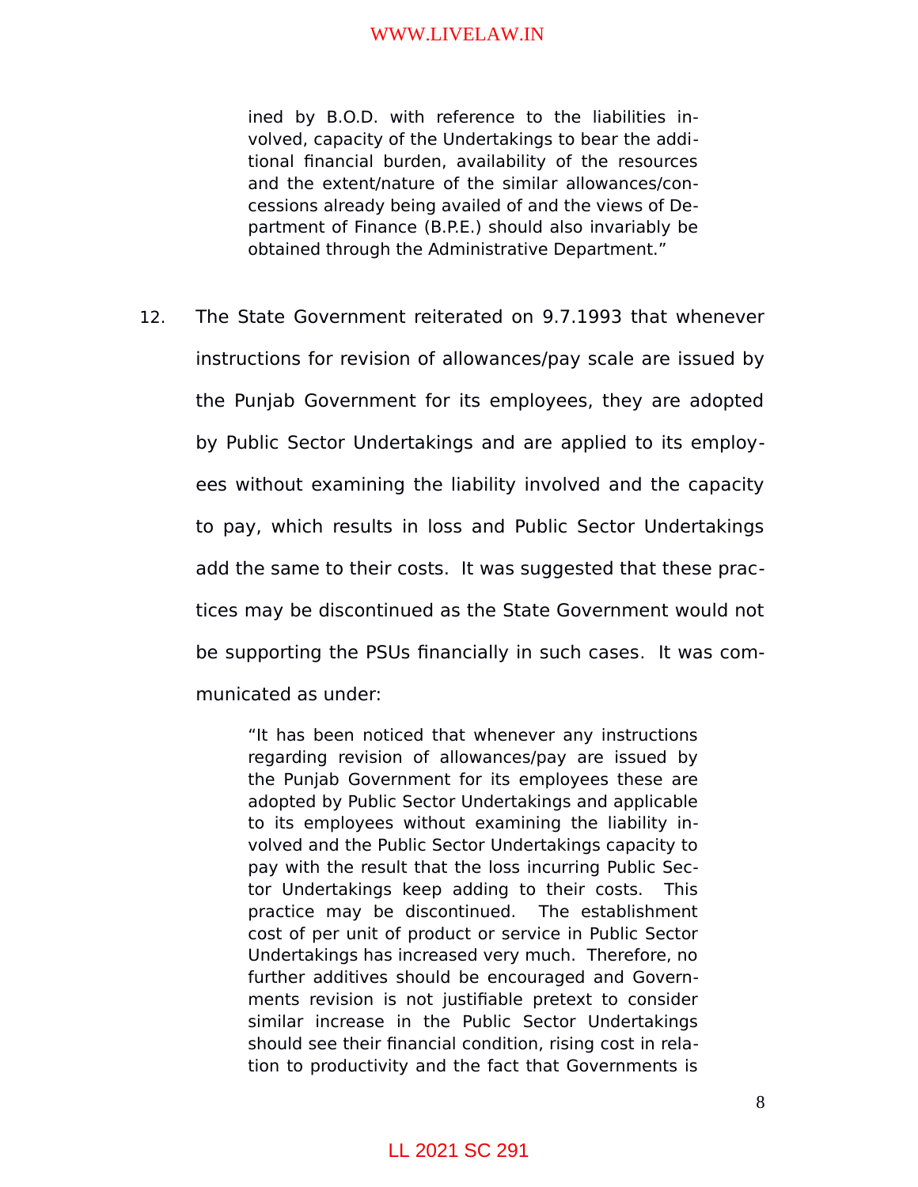> ined by B.O.D. with reference to the liabilities involved, capacity of the Undertakings to bear the additional financial burden, availability of the resources and the extent/nature of the similar allowances/concessions already being availed of and the views of Department of Finance (B.P.E.) should also invariably be obtained through the Administrative Department."

12. The State Government reiterated on 9.7.1993 that whenever instructions for revision of allowances/pay scale are issued by the Punjab Government for its employees, they are adopted by Public Sector Undertakings and are applied to its employees without examining the liability involved and the capacity to pay, which results in loss and Public Sector Undertakings add the same to their costs. It was suggested that these practices may be discontinued as the State Government would not be supporting the PSUs financially in such cases. It was communicated as under:

> "It has been noticed that whenever any instructions regarding revision of allowances/pay are issued by the Punjab Government for its employees these are adopted by Public Sector Undertakings and applicable to its employees without examining the liability involved and the Public Sector Undertakings capacity to pay with the result that the loss incurring Public Sector Undertakings keep adding to their costs. This practice may be discontinued. The establishment cost of per unit of product or service in Public Sector Undertakings has increased very much. Therefore, no further additives should be encouraged and Governments revision is not justifiable pretext to consider similar increase in the Public Sector Undertakings should see their financial condition, rising cost in relation to productivity and the fact that Governments is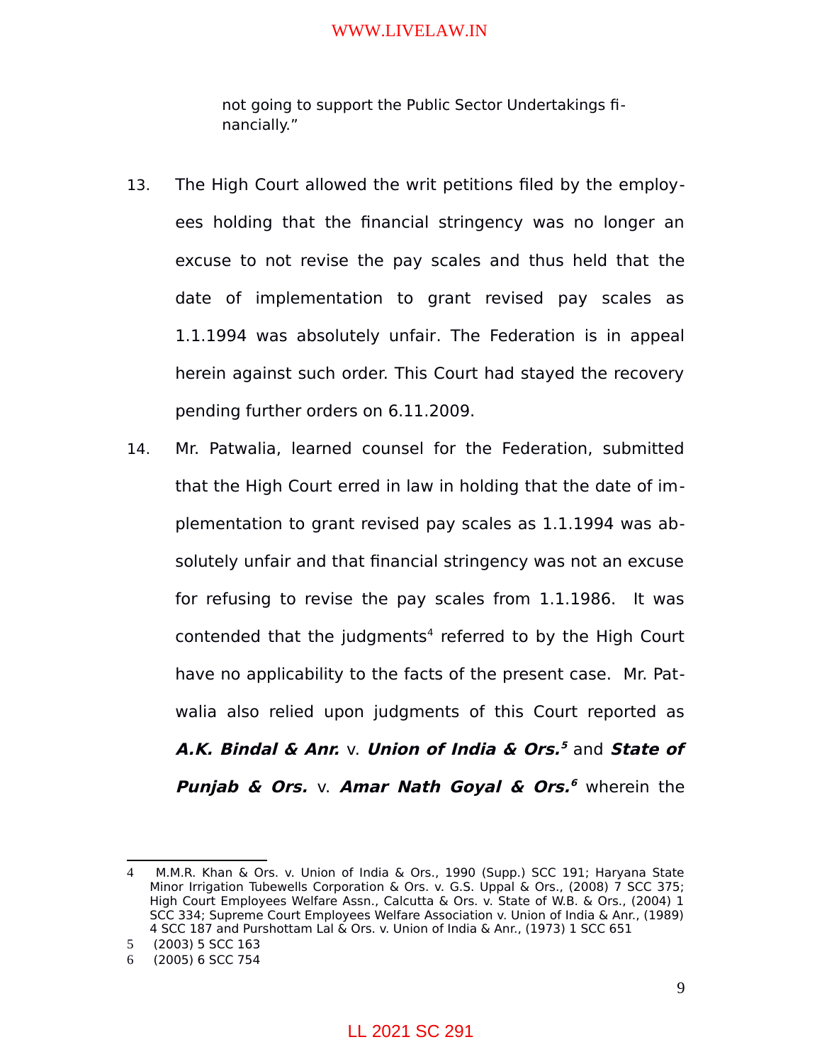not going to support the Public Sector Undertakings financially."

13. The High Court allowed the writ petitions filed by the employees holding that the financial stringency was no longer an excuse to not revise the pay scales and thus held that the date of implementation to grant revised pay scales as 1.1.1994 was absolutely unfair. The Federation is in appeal herein against such order. This Court had stayed the recovery pending further orders on 6.11.2009.

14. Mr. Patwalia, learned counsel for the Federation, submitted that the High Court erred in law in holding that the date of implementation to grant revised pay scales as 1.1.1994 was absolutely unfair and that financial stringency was not an excuse for refusing to revise the pay scales from 1.1.1986. It was contended that the judgments[4] referred to by the High Court have no applicability to the facts of the present case. Mr. Patwalia also relied upon judgments of this Court reported as ***A.K. Bindal & Anr.*** v. ***Union of India & Ors.***[5] and ***State of Punjab & Ors.*** v. ***Amar Nath Goyal & Ors.***[6] wherein the

---

4 M.M.R. Khan & Ors. v. Union of India & Ors., 1990 (Supp.) SCC 191; Haryana State Minor Irrigation Tubewells Corporation & Ors. v. G.S. Uppal & Ors., (2008) 7 SCC 375; High Court Employees Welfare Assn., Calcutta & Ors. v. State of W.B. & Ors., (2004) 1 SCC 334; Supreme Court Employees Welfare Association v. Union of India & Anr., (1989) 4 SCC 187 and Purshottam Lal & Ors. v. Union of India & Anr., (1973) 1 SCC 651

5 (2003) 5 SCC 163

6 (2005) 6 SCC 754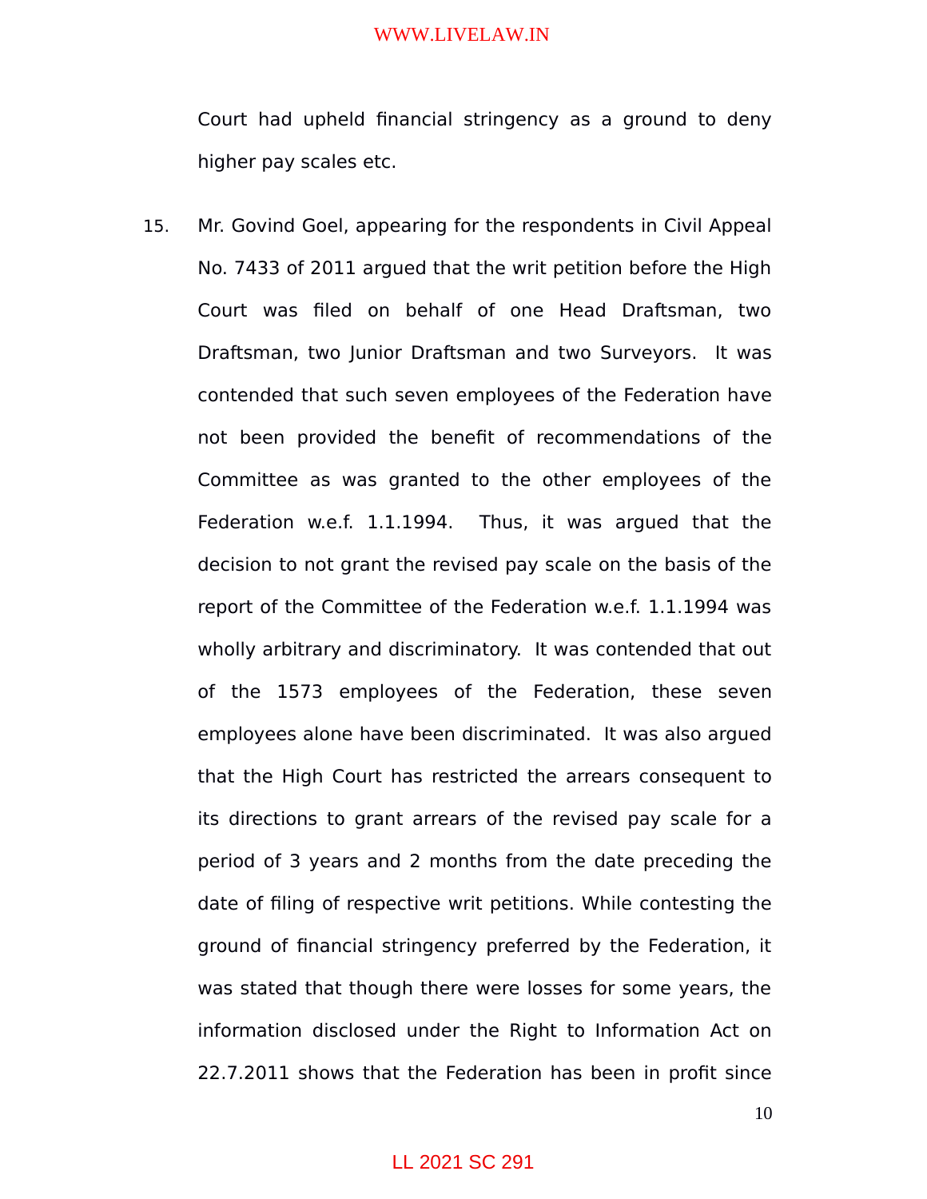Court had upheld financial stringency as a ground to deny higher pay scales etc.

15. Mr. Govind Goel, appearing for the respondents in Civil Appeal No. 7433 of 2011 argued that the writ petition before the High Court was filed on behalf of one Head Draftsman, two Draftsman, two Junior Draftsman and two Surveyors. It was contended that such seven employees of the Federation have not been provided the benefit of recommendations of the Committee as was granted to the other employees of the Federation w.e.f. 1.1.1994. Thus, it was argued that the decision to not grant the revised pay scale on the basis of the report of the Committee of the Federation w.e.f. 1.1.1994 was wholly arbitrary and discriminatory. It was contended that out of the 1573 employees of the Federation, these seven employees alone have been discriminated. It was also argued that the High Court has restricted the arrears consequent to its directions to grant arrears of the revised pay scale for a period of 3 years and 2 months from the date preceding the date of filing of respective writ petitions. While contesting the ground of financial stringency preferred by the Federation, it was stated that though there were losses for some years, the information disclosed under the Right to Information Act on 22.7.2011 shows that the Federation has been in profit since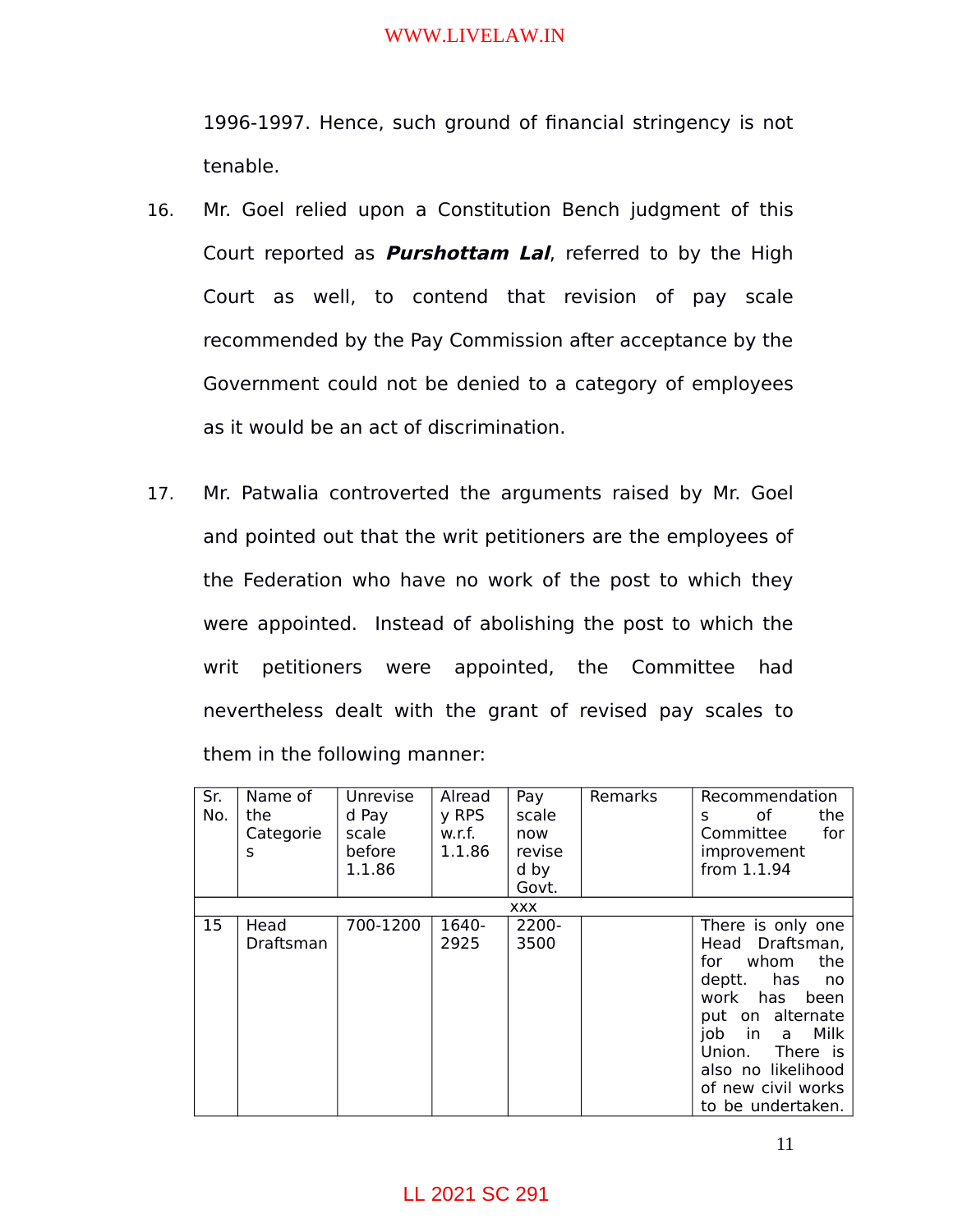1996-1997. Hence, such ground of financial stringency is not tenable.

16. Mr. Goel relied upon a Constitution Bench judgment of this Court reported as ***Purshottam Lal***, referred to by the High Court as well, to contend that revision of pay scale recommended by the Pay Commission after acceptance by the Government could not be denied to a category of employees as it would be an act of discrimination.

17. Mr. Patwalia controverted the arguments raised by Mr. Goel and pointed out that the writ petitioners are the employees of the Federation who have no work of the post to which they were appointed. Instead of abolishing the post to which the writ petitioners were appointed, the Committee had nevertheless dealt with the grant of revised pay scales to them in the following manner:

| Sr. No. | Name of the Categories | Unrevised Pay scale before 1.1.86 | Already RPS w.r.f. 1.1.86 | Pay scale now revised by Govt. | Remarks | Recommendations of the Committee for improvement from 1.1.94 |
|---|---|---|---|---|---|---|
| | | | xxx | | | |
| 15 | Head Draftsman | 700-1200 | 1640-2925 | 2200-3500 | | There is only one Head Draftsman, for whom the deptt. has no work has been put on alternate job in a Milk Union. There is also no likelihood of new civil works to be undertaken. |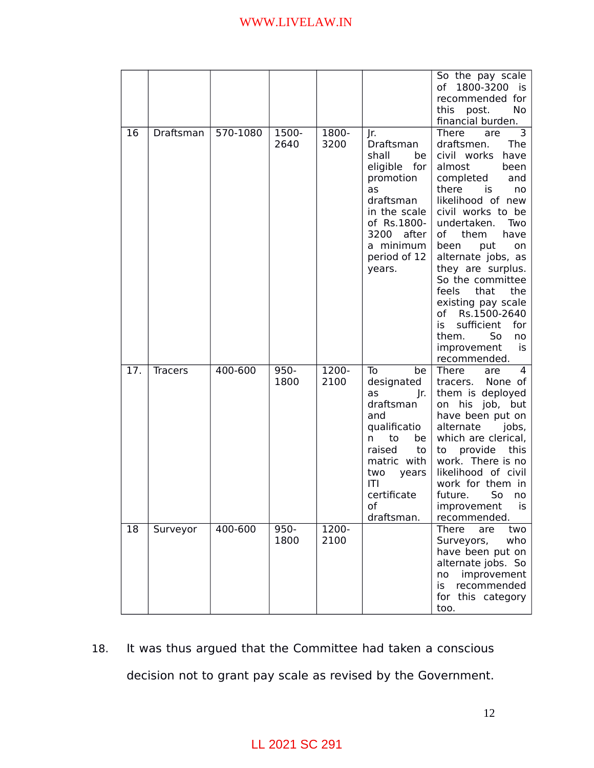| | | | | | | |
|---|---|---|---|---|---|---|
| | | | | | | So the pay scale of 1800-3200 is recommended for this post. No financial burden. |
| 16 | Draftsman | 570-1080 | 1500-2640 | 1800-3200 | Jr. Draftsman shall be eligible for promotion as draftsman in the scale of Rs.1800-3200 after a minimum period of 12 years. | There are 3 draftsmen. The civil works have almost been completed and there is no likelihood of new civil works to be undertaken. Two of them have been put on alternate jobs, as they are surplus. So the committee feels that the existing pay scale of Rs.1500-2640 is sufficient for them. So no improvement is recommended. |
| 17. | Tracers | 400-600 | 950-1800 | 1200-2100 | To be designated as Jr. draftsman and qualification to be raised to matric with two years ITI certificate of draftsman. | There are 4 tracers. None of them is deployed on his job, but have been put on alternate jobs, which are clerical, to provide this work. There is no likelihood of civil work for them in future. So no improvement is recommended. |
| 18 | Surveyor | 400-600 | 950-1800 | 1200-2100 | | There are two Surveyors, who have been put on alternate jobs. So no improvement is recommended for this category too. |

18. It was thus argued that the Committee had taken a conscious decision not to grant pay scale as revised by the Government.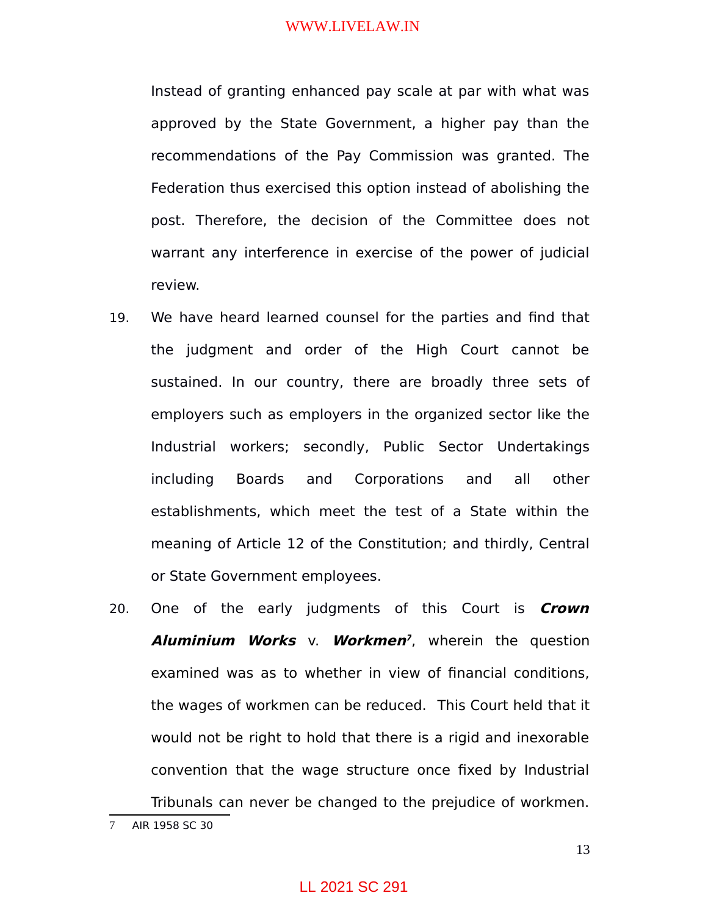Instead of granting enhanced pay scale at par with what was approved by the State Government, a higher pay than the recommendations of the Pay Commission was granted. The Federation thus exercised this option instead of abolishing the post. Therefore, the decision of the Committee does not warrant any interference in exercise of the power of judicial review.

19. We have heard learned counsel for the parties and find that the judgment and order of the High Court cannot be sustained. In our country, there are broadly three sets of employers such as employers in the organized sector like the Industrial workers; secondly, Public Sector Undertakings including Boards and Corporations and all other establishments, which meet the test of a State within the meaning of Article 12 of the Constitution; and thirdly, Central or State Government employees.

20. One of the early judgments of this Court is ***Crown Aluminium Works*** v. ***Workmen***[7], wherein the question examined was as to whether in view of financial conditions, the wages of workmen can be reduced. This Court held that it would not be right to hold that there is a rigid and inexorable convention that the wage structure once fixed by Industrial Tribunals can never be changed to the prejudice of workmen.

---

7 AIR 1958 SC 30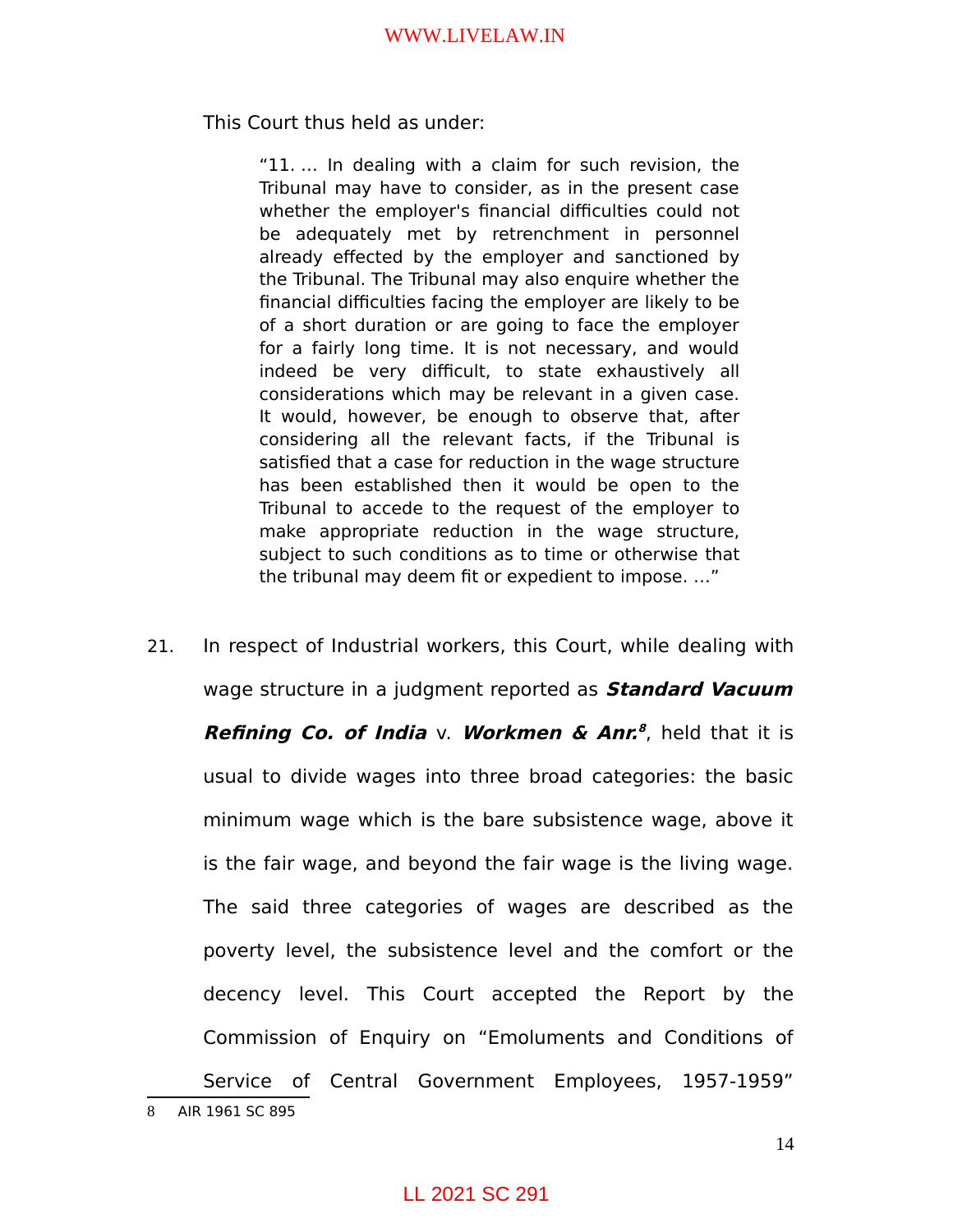This Court thus held as under:

> "11. … In dealing with a claim for such revision, the Tribunal may have to consider, as in the present case whether the employer's financial difficulties could not be adequately met by retrenchment in personnel already effected by the employer and sanctioned by the Tribunal. The Tribunal may also enquire whether the financial difficulties facing the employer are likely to be of a short duration or are going to face the employer for a fairly long time. It is not necessary, and would indeed be very difficult, to state exhaustively all considerations which may be relevant in a given case. It would, however, be enough to observe that, after considering all the relevant facts, if the Tribunal is satisfied that a case for reduction in the wage structure has been established then it would be open to the Tribunal to accede to the request of the employer to make appropriate reduction in the wage structure, subject to such conditions as to time or otherwise that the tribunal may deem fit or expedient to impose. …"

21. In respect of Industrial workers, this Court, while dealing with wage structure in a judgment reported as ***Standard Vacuum Refining Co. of India*** v. ***Workmen & Anr.***[8], held that it is usual to divide wages into three broad categories: the basic minimum wage which is the bare subsistence wage, above it is the fair wage, and beyond the fair wage is the living wage. The said three categories of wages are described as the poverty level, the subsistence level and the comfort or the decency level. This Court accepted the Report by the Commission of Enquiry on "Emoluments and Conditions of Service of Central Government Employees, 1957-1959"

---

8 AIR 1961 SC 895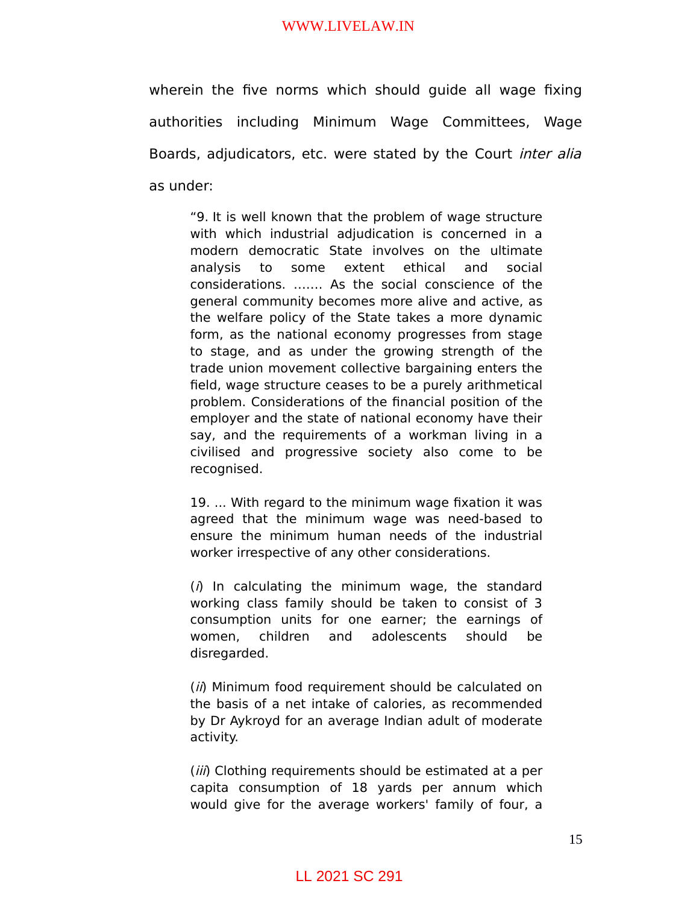wherein the five norms which should guide all wage fixing authorities including Minimum Wage Committees, Wage Boards, adjudicators, etc. were stated by the Court *inter alia* as under:

> "9. It is well known that the problem of wage structure with which industrial adjudication is concerned in a modern democratic State involves on the ultimate analysis to some extent ethical and social considerations. ……. As the social conscience of the general community becomes more alive and active, as the welfare policy of the State takes a more dynamic form, as the national economy progresses from stage to stage, and as under the growing strength of the trade union movement collective bargaining enters the field, wage structure ceases to be a purely arithmetical problem. Considerations of the financial position of the employer and the state of national economy have their say, and the requirements of a workman living in a civilised and progressive society also come to be recognised.
>
> 19. ... With regard to the minimum wage fixation it was agreed that the minimum wage was need-based to ensure the minimum human needs of the industrial worker irrespective of any other considerations.
>
> (*i*) In calculating the minimum wage, the standard working class family should be taken to consist of 3 consumption units for one earner; the earnings of women, children and adolescents should be disregarded.
>
> (*ii*) Minimum food requirement should be calculated on the basis of a net intake of calories, as recommended by Dr Aykroyd for an average Indian adult of moderate activity.
>
> (*iii*) Clothing requirements should be estimated at a per capita consumption of 18 yards per annum which would give for the average workers' family of four, a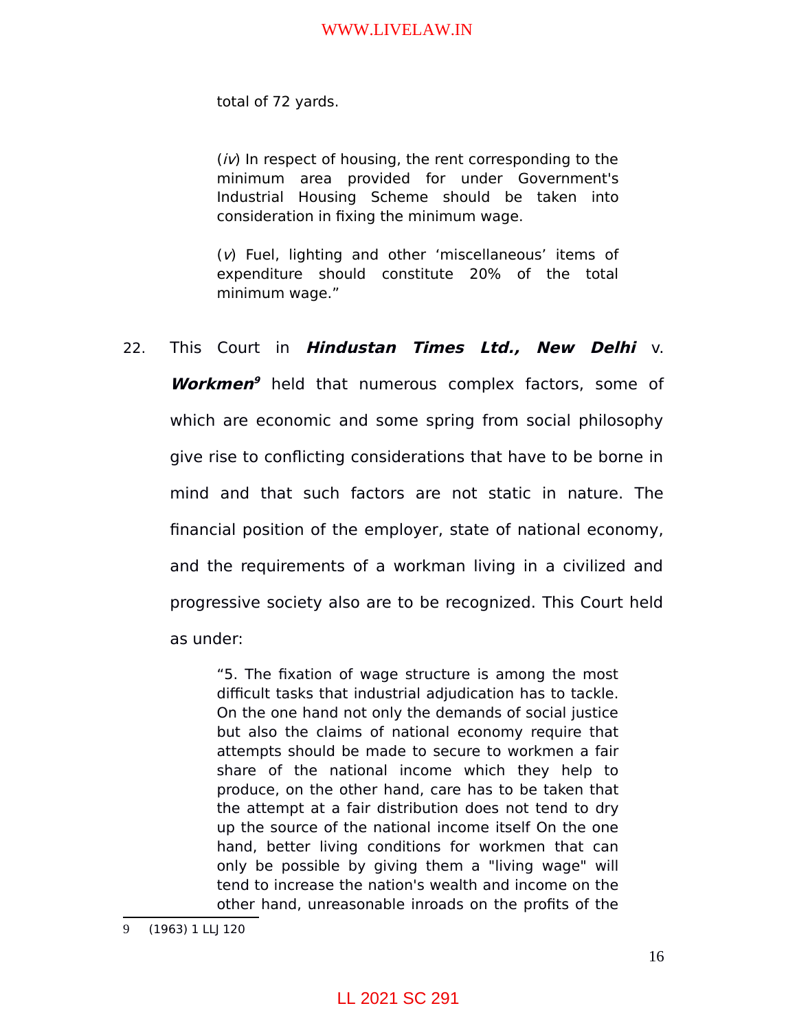total of 72 yards.

> (*iv*) In respect of housing, the rent corresponding to the minimum area provided for under Government's Industrial Housing Scheme should be taken into consideration in fixing the minimum wage.
>
> (*v*) Fuel, lighting and other 'miscellaneous' items of expenditure should constitute 20% of the total minimum wage."

22. This Court in ***Hindustan Times Ltd., New Delhi*** v. ***Workmen***[9] held that numerous complex factors, some of which are economic and some spring from social philosophy give rise to conflicting considerations that have to be borne in mind and that such factors are not static in nature. The financial position of the employer, state of national economy, and the requirements of a workman living in a civilized and progressive society also are to be recognized. This Court held as under:

> "5. The fixation of wage structure is among the most difficult tasks that industrial adjudication has to tackle. On the one hand not only the demands of social justice but also the claims of national economy require that attempts should be made to secure to workmen a fair share of the national income which they help to produce, on the other hand, care has to be taken that the attempt at a fair distribution does not tend to dry up the source of the national income itself On the one hand, better living conditions for workmen that can only be possible by giving them a "living wage" will tend to increase the nation's wealth and income on the other hand, unreasonable inroads on the profits of the

---

9 (1963) 1 LLJ 120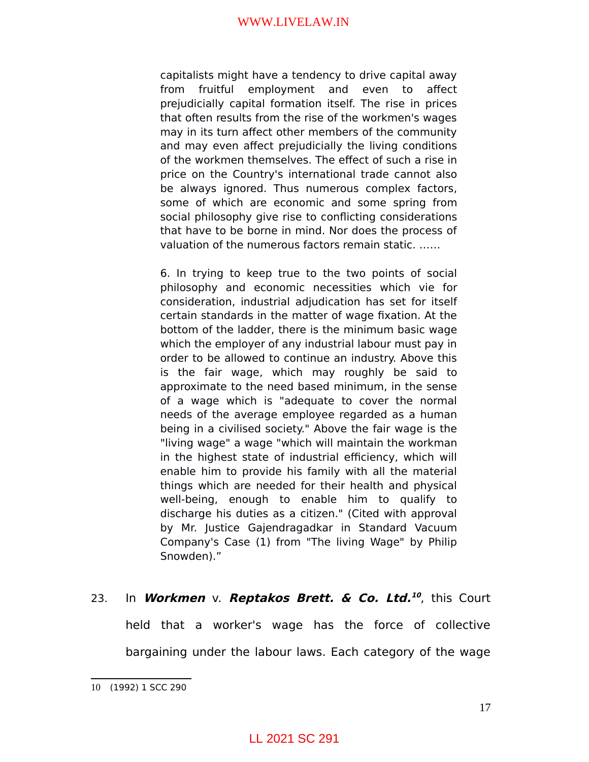> capitalists might have a tendency to drive capital away from fruitful employment and even to affect prejudicially capital formation itself. The rise in prices that often results from the rise of the workmen's wages may in its turn affect other members of the community and may even affect prejudicially the living conditions of the workmen themselves. The effect of such a rise in price on the Country's international trade cannot also be always ignored. Thus numerous complex factors, some of which are economic and some spring from social philosophy give rise to conflicting considerations that have to be borne in mind. Nor does the process of valuation of the numerous factors remain static. ……
>
> 6. In trying to keep true to the two points of social philosophy and economic necessities which vie for consideration, industrial adjudication has set for itself certain standards in the matter of wage fixation. At the bottom of the ladder, there is the minimum basic wage which the employer of any industrial labour must pay in order to be allowed to continue an industry. Above this is the fair wage, which may roughly be said to approximate to the need based minimum, in the sense of a wage which is "adequate to cover the normal needs of the average employee regarded as a human being in a civilised society." Above the fair wage is the "living wage" a wage "which will maintain the workman in the highest state of industrial efficiency, which will enable him to provide his family with all the material things which are needed for their health and physical well-being, enough to enable him to qualify to discharge his duties as a citizen." (Cited with approval by Mr. Justice Gajendragadkar in Standard Vacuum Company's Case (1) from "The living Wage" by Philip Snowden)."

23. In ***Workmen*** v. ***Reptakos Brett. & Co. Ltd.***[10], this Court held that a worker's wage has the force of collective bargaining under the labour laws. Each category of the wage

---

[10] (1992) 1 SCC 290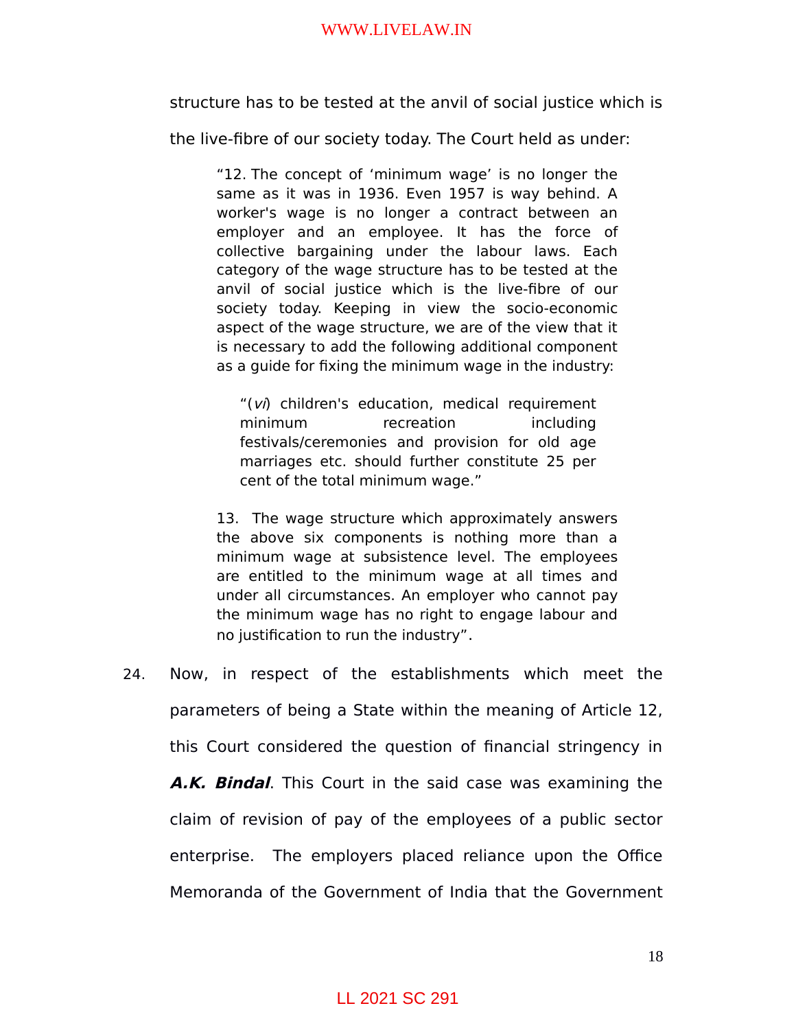structure has to be tested at the anvil of social justice which is the live-fibre of our society today. The Court held as under:

> "12. The concept of 'minimum wage' is no longer the same as it was in 1936. Even 1957 is way behind. A worker's wage is no longer a contract between an employer and an employee. It has the force of collective bargaining under the labour laws. Each category of the wage structure has to be tested at the anvil of social justice which is the live-fibre of our society today. Keeping in view the socio-economic aspect of the wage structure, we are of the view that it is necessary to add the following additional component as a guide for fixing the minimum wage in the industry:
>
> > "(*vi*) children's education, medical requirement minimum recreation including festivals/ceremonies and provision for old age marriages etc. should further constitute 25 per cent of the total minimum wage."
>
> 13. The wage structure which approximately answers the above six components is nothing more than a minimum wage at subsistence level. The employees are entitled to the minimum wage at all times and under all circumstances. An employer who cannot pay the minimum wage has no right to engage labour and no justification to run the industry".

24. Now, in respect of the establishments which meet the parameters of being a State within the meaning of Article 12, this Court considered the question of financial stringency in ***A.K. Bindal***. This Court in the said case was examining the claim of revision of pay of the employees of a public sector enterprise. The employers placed reliance upon the Office Memoranda of the Government of India that the Government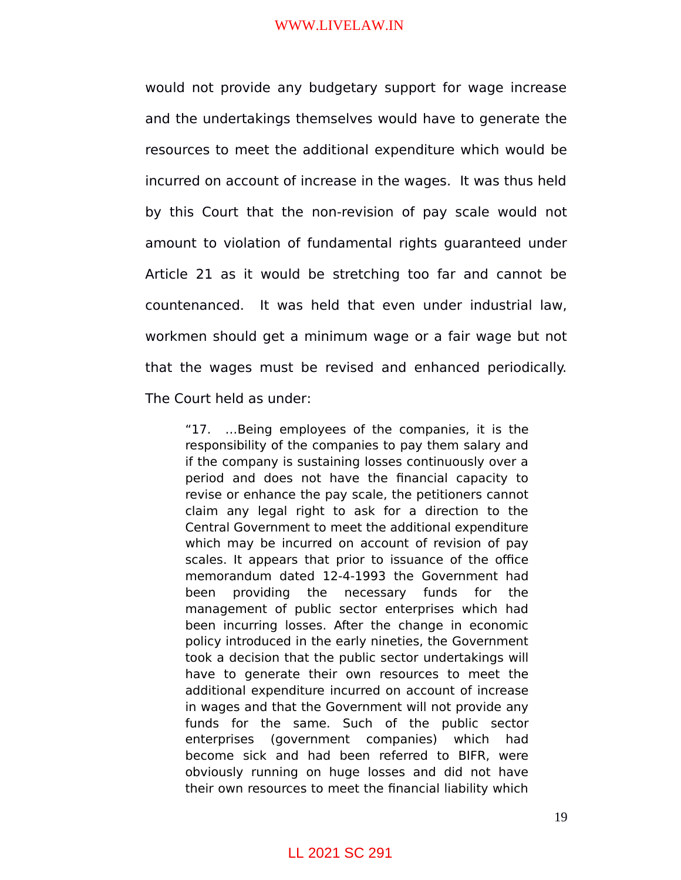would not provide any budgetary support for wage increase and the undertakings themselves would have to generate the resources to meet the additional expenditure which would be incurred on account of increase in the wages. It was thus held by this Court that the non-revision of pay scale would not amount to violation of fundamental rights guaranteed under Article 21 as it would be stretching too far and cannot be countenanced. It was held that even under industrial law, workmen should get a minimum wage or a fair wage but not that the wages must be revised and enhanced periodically. The Court held as under:

> "17. …Being employees of the companies, it is the responsibility of the companies to pay them salary and if the company is sustaining losses continuously over a period and does not have the financial capacity to revise or enhance the pay scale, the petitioners cannot claim any legal right to ask for a direction to the Central Government to meet the additional expenditure which may be incurred on account of revision of pay scales. It appears that prior to issuance of the office memorandum dated 12-4-1993 the Government had been providing the necessary funds for the management of public sector enterprises which had been incurring losses. After the change in economic policy introduced in the early nineties, the Government took a decision that the public sector undertakings will have to generate their own resources to meet the additional expenditure incurred on account of increase in wages and that the Government will not provide any funds for the same. Such of the public sector enterprises (government companies) which had become sick and had been referred to BIFR, were obviously running on huge losses and did not have their own resources to meet the financial liability which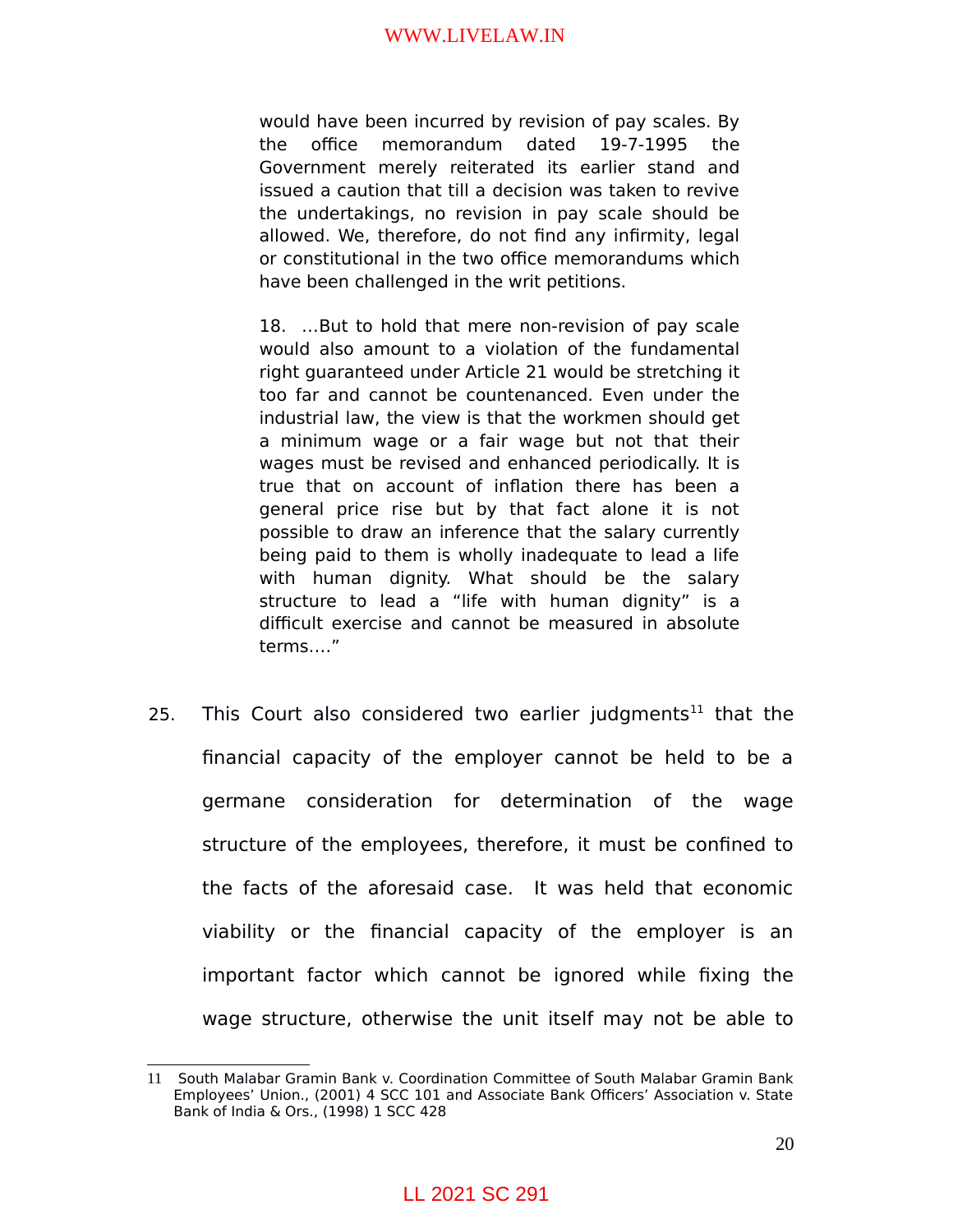> would have been incurred by revision of pay scales. By the office memorandum dated 19-7-1995 the Government merely reiterated its earlier stand and issued a caution that till a decision was taken to revive the undertakings, no revision in pay scale should be allowed. We, therefore, do not find any infirmity, legal or constitutional in the two office memorandums which have been challenged in the writ petitions.
>
> 18. …But to hold that mere non-revision of pay scale would also amount to a violation of the fundamental right guaranteed under Article 21 would be stretching it too far and cannot be countenanced. Even under the industrial law, the view is that the workmen should get a minimum wage or a fair wage but not that their wages must be revised and enhanced periodically. It is true that on account of inflation there has been a general price rise but by that fact alone it is not possible to draw an inference that the salary currently being paid to them is wholly inadequate to lead a life with human dignity. What should be the salary structure to lead a "life with human dignity" is a difficult exercise and cannot be measured in absolute terms…."

25. This Court also considered two earlier judgments[11] that the financial capacity of the employer cannot be held to be a germane consideration for determination of the wage structure of the employees, therefore, it must be confined to the facts of the aforesaid case. It was held that economic viability or the financial capacity of the employer is an important factor which cannot be ignored while fixing the wage structure, otherwise the unit itself may not be able to

---

[11] South Malabar Gramin Bank v. Coordination Committee of South Malabar Gramin Bank Employees' Union., (2001) 4 SCC 101 and Associate Bank Officers' Association v. State Bank of India & Ors., (1998) 1 SCC 428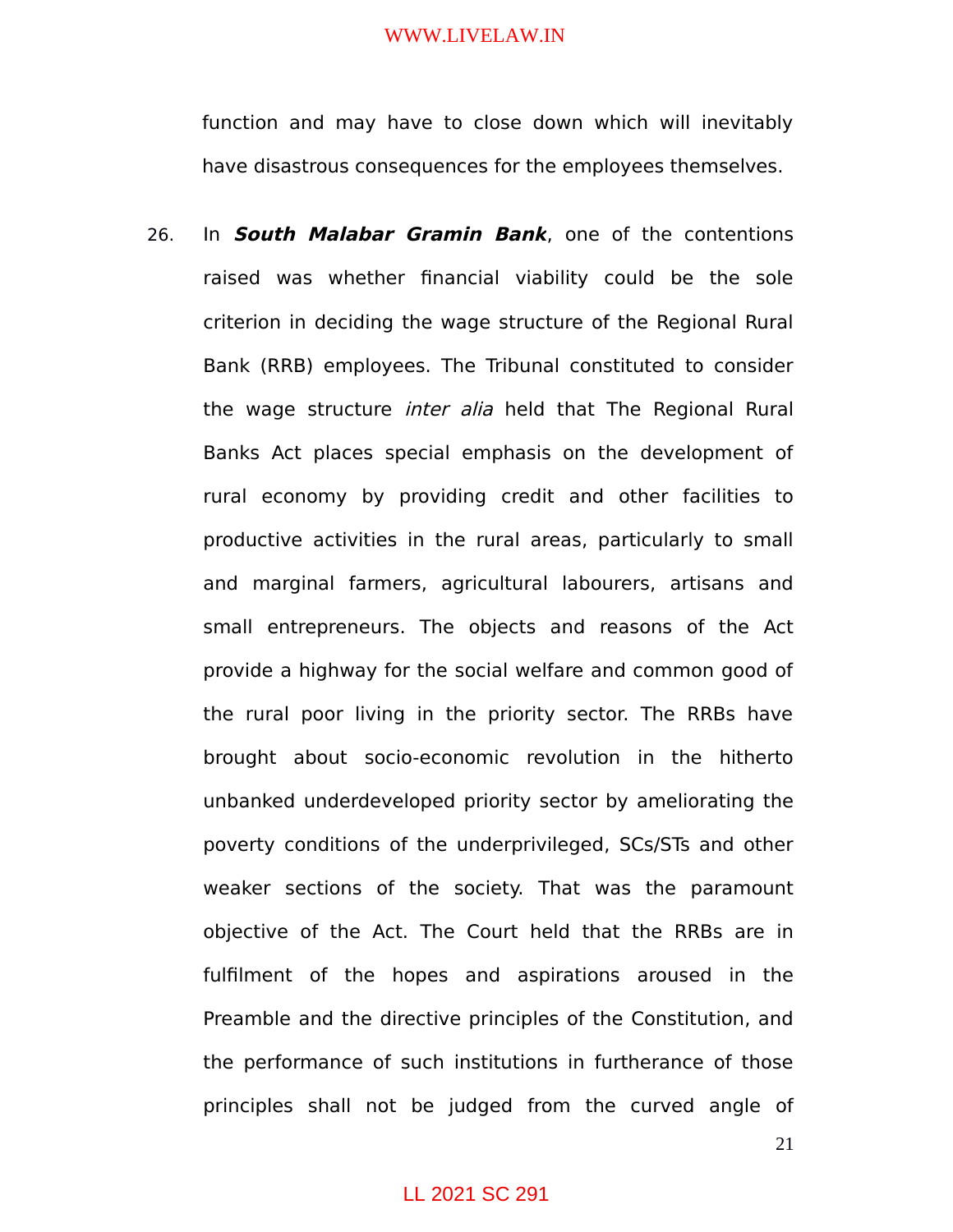function and may have to close down which will inevitably have disastrous consequences for the employees themselves.

26. In ***South Malabar Gramin Bank***, one of the contentions raised was whether financial viability could be the sole criterion in deciding the wage structure of the Regional Rural Bank (RRB) employees. The Tribunal constituted to consider the wage structure *inter alia* held that The Regional Rural Banks Act places special emphasis on the development of rural economy by providing credit and other facilities to productive activities in the rural areas, particularly to small and marginal farmers, agricultural labourers, artisans and small entrepreneurs. The objects and reasons of the Act provide a highway for the social welfare and common good of the rural poor living in the priority sector. The RRBs have brought about socio-economic revolution in the hitherto unbanked underdeveloped priority sector by ameliorating the poverty conditions of the underprivileged, SCs/STs and other weaker sections of the society. That was the paramount objective of the Act. The Court held that the RRBs are in fulfilment of the hopes and aspirations aroused in the Preamble and the directive principles of the Constitution, and the performance of such institutions in furtherance of those principles shall not be judged from the curved angle of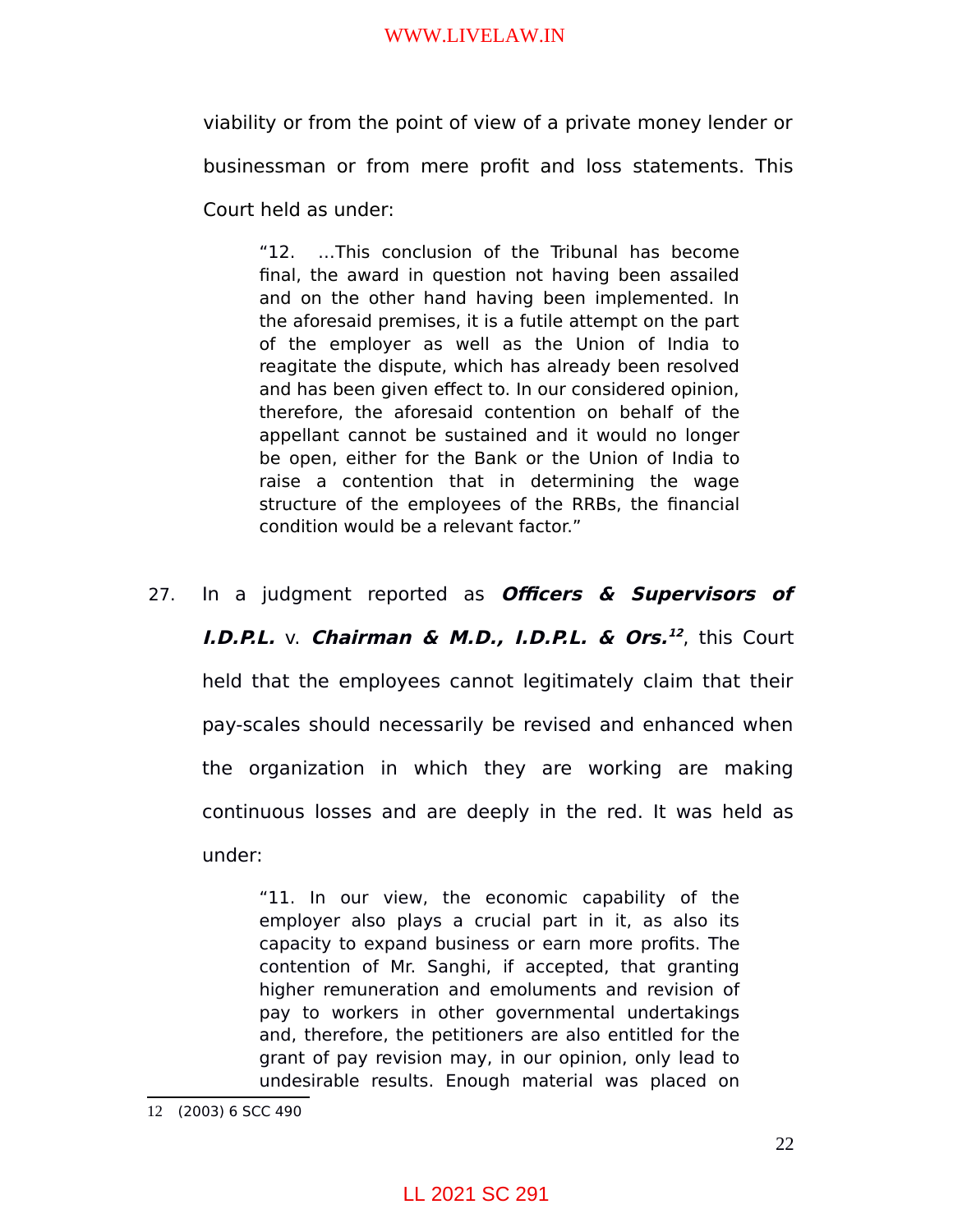viability or from the point of view of a private money lender or businessman or from mere profit and loss statements. This Court held as under:

> "12. ...This conclusion of the Tribunal has become final, the award in question not having been assailed and on the other hand having been implemented. In the aforesaid premises, it is a futile attempt on the part of the employer as well as the Union of India to reagitate the dispute, which has already been resolved and has been given effect to. In our considered opinion, therefore, the aforesaid contention on behalf of the appellant cannot be sustained and it would no longer be open, either for the Bank or the Union of India to raise a contention that in determining the wage structure of the employees of the RRBs, the financial condition would be a relevant factor."

27. In a judgment reported as ***Officers & Supervisors of I.D.P.L.*** v. ***Chairman & M.D., I.D.P.L. & Ors.***[12], this Court held that the employees cannot legitimately claim that their pay-scales should necessarily be revised and enhanced when the organization in which they are working are making continuous losses and are deeply in the red. It was held as under:

> "11. In our view, the economic capability of the employer also plays a crucial part in it, as also its capacity to expand business or earn more profits. The contention of Mr. Sanghi, if accepted, that granting higher remuneration and emoluments and revision of pay to workers in other governmental undertakings and, therefore, the petitioners are also entitled for the grant of pay revision may, in our opinion, only lead to undesirable results. Enough material was placed on

---

12 (2003) 6 SCC 490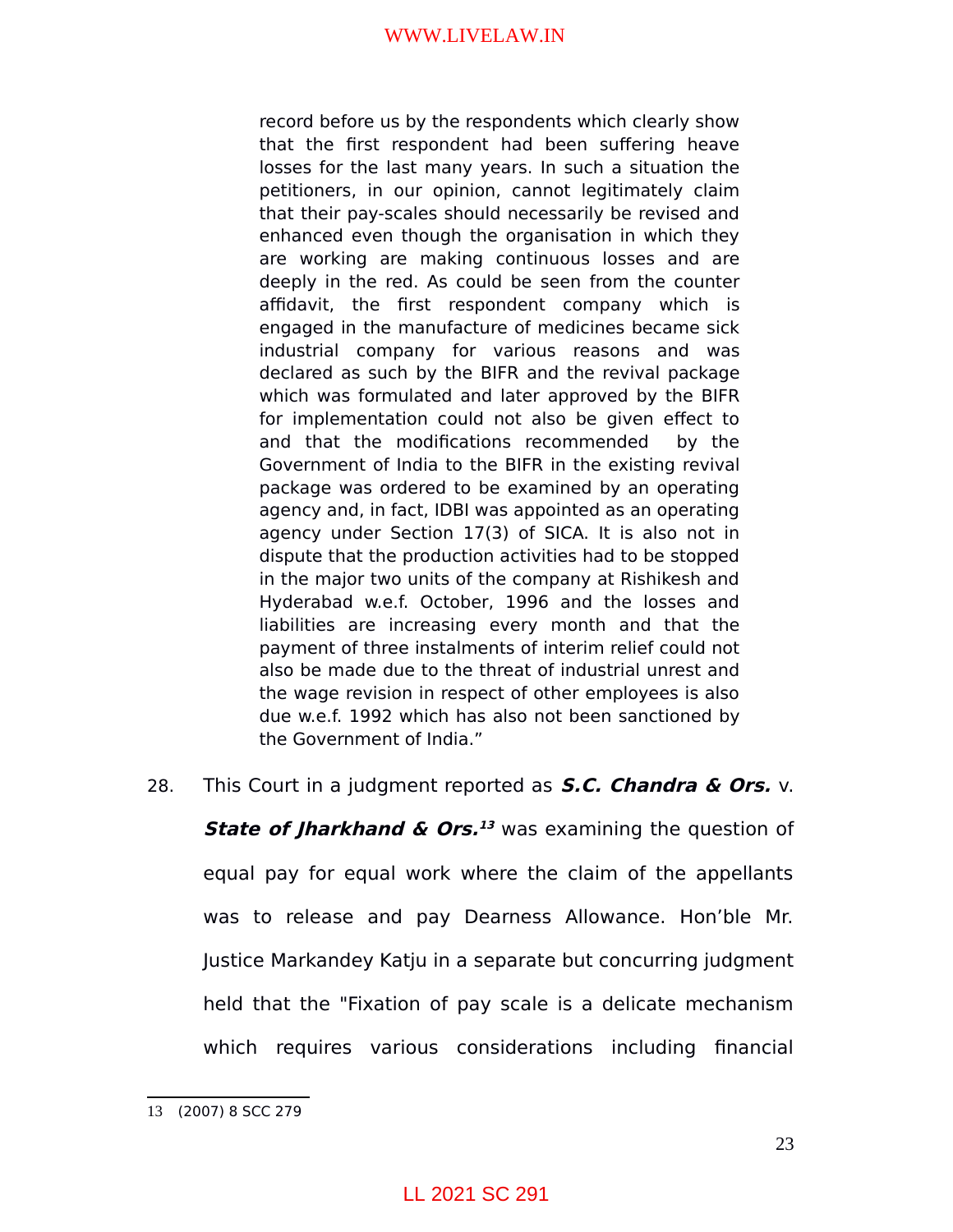> record before us by the respondents which clearly show that the first respondent had been suffering heave losses for the last many years. In such a situation the petitioners, in our opinion, cannot legitimately claim that their pay-scales should necessarily be revised and enhanced even though the organisation in which they are working are making continuous losses and are deeply in the red. As could be seen from the counter affidavit, the first respondent company which is engaged in the manufacture of medicines became sick industrial company for various reasons and was declared as such by the BIFR and the revival package which was formulated and later approved by the BIFR for implementation could not also be given effect to and that the modifications recommended by the Government of India to the BIFR in the existing revival package was ordered to be examined by an operating agency and, in fact, IDBI was appointed as an operating agency under Section 17(3) of SICA. It is also not in dispute that the production activities had to be stopped in the major two units of the company at Rishikesh and Hyderabad w.e.f. October, 1996 and the losses and liabilities are increasing every month and that the payment of three instalments of interim relief could not also be made due to the threat of industrial unrest and the wage revision in respect of other employees is also due w.e.f. 1992 which has also not been sanctioned by the Government of India."

28. This Court in a judgment reported as ***S.C. Chandra & Ors.*** v. ***State of Jharkhand & Ors.***[13] was examining the question of equal pay for equal work where the claim of the appellants was to release and pay Dearness Allowance. Hon'ble Mr. Justice Markandey Katju in a separate but concurring judgment held that the "Fixation of pay scale is a delicate mechanism which requires various considerations including financial

---

13 (2007) 8 SCC 279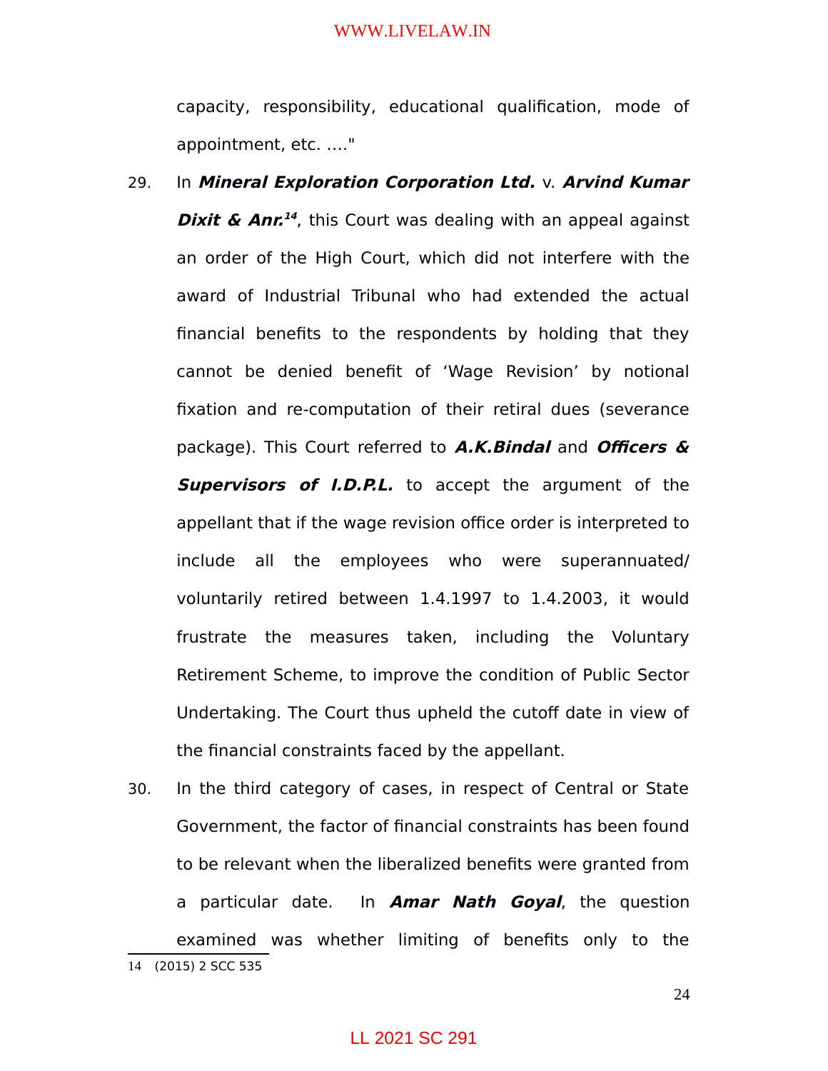capacity, responsibility, educational qualification, mode of appointment, etc. ...."

29. In ***Mineral Exploration Corporation Ltd.*** v. ***Arvind Kumar Dixit & Anr.***[14], this Court was dealing with an appeal against an order of the High Court, which did not interfere with the award of Industrial Tribunal who had extended the actual financial benefits to the respondents by holding that they cannot be denied benefit of 'Wage Revision' by notional fixation and re-computation of their retiral dues (severance package). This Court referred to ***A.K.Bindal*** and ***Officers & Supervisors of I.D.P.L.*** to accept the argument of the appellant that if the wage revision office order is interpreted to include all the employees who were superannuated/ voluntarily retired between 1.4.1997 to 1.4.2003, it would frustrate the measures taken, including the Voluntary Retirement Scheme, to improve the condition of Public Sector Undertaking. The Court thus upheld the cutoff date in view of the financial constraints faced by the appellant.

30. In the third category of cases, in respect of Central or State Government, the factor of financial constraints has been found to be relevant when the liberalized benefits were granted from a particular date. In ***Amar Nath Goyal***, the question examined was whether limiting of benefits only to the

14 (2015) 2 SCC 535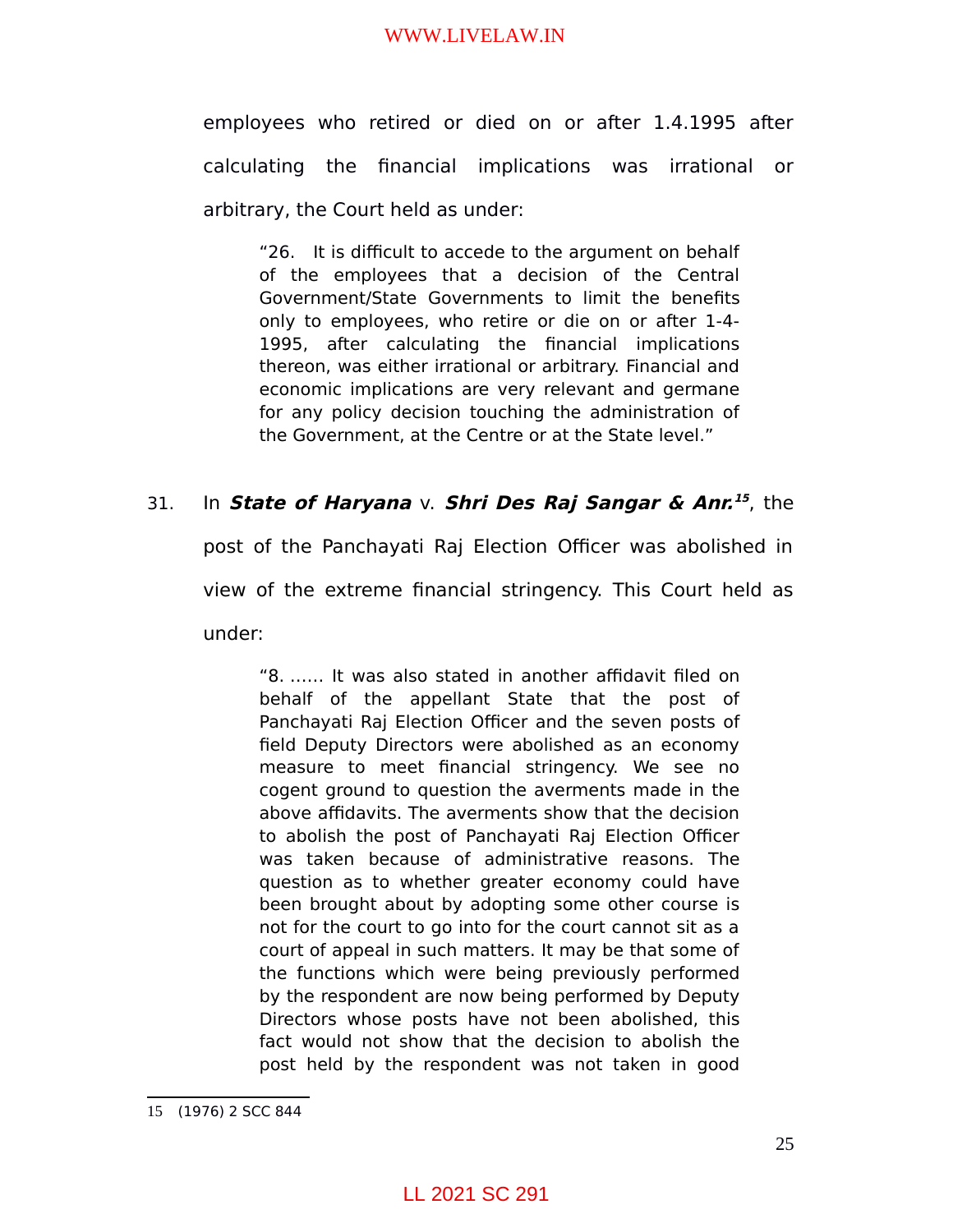employees who retired or died on or after 1.4.1995 after calculating the financial implications was irrational or arbitrary, the Court held as under:

> "26. It is difficult to accede to the argument on behalf of the employees that a decision of the Central Government/State Governments to limit the benefits only to employees, who retire or die on or after 1-4-1995, after calculating the financial implications thereon, was either irrational or arbitrary. Financial and economic implications are very relevant and germane for any policy decision touching the administration of the Government, at the Centre or at the State level."

31. In ***State of Haryana*** v. ***Shri Des Raj Sangar & Anr.***[15], the post of the Panchayati Raj Election Officer was abolished in view of the extreme financial stringency. This Court held as under:

> "8. …… It was also stated in another affidavit filed on behalf of the appellant State that the post of Panchayati Raj Election Officer and the seven posts of field Deputy Directors were abolished as an economy measure to meet financial stringency. We see no cogent ground to question the averments made in the above affidavits. The averments show that the decision to abolish the post of Panchayati Raj Election Officer was taken because of administrative reasons. The question as to whether greater economy could have been brought about by adopting some other course is not for the court to go into for the court cannot sit as a court of appeal in such matters. It may be that some of the functions which were being previously performed by the respondent are now being performed by Deputy Directors whose posts have not been abolished, this fact would not show that the decision to abolish the post held by the respondent was not taken in good

---

15 (1976) 2 SCC 844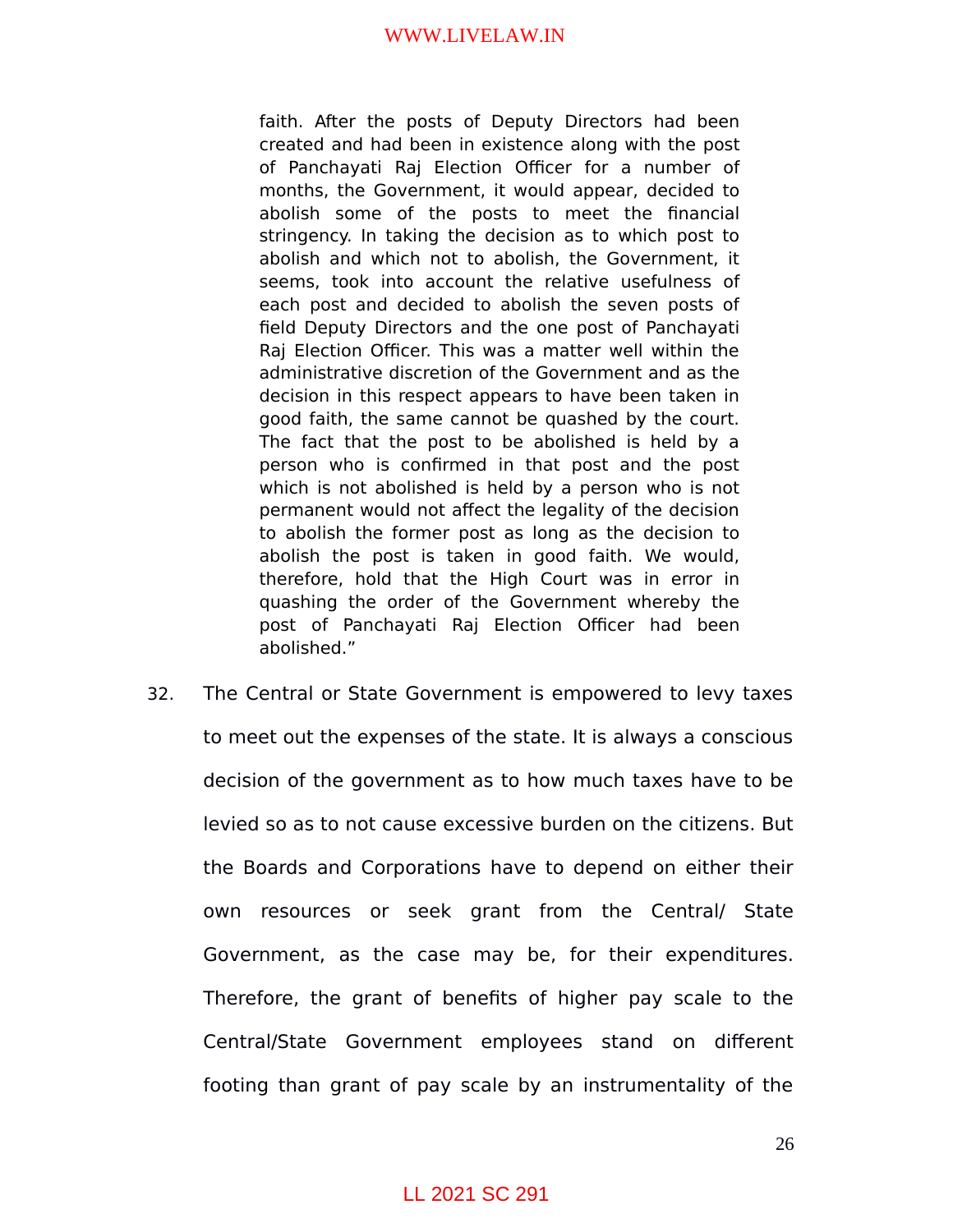> faith. After the posts of Deputy Directors had been created and had been in existence along with the post of Panchayati Raj Election Officer for a number of months, the Government, it would appear, decided to abolish some of the posts to meet the financial stringency. In taking the decision as to which post to abolish and which not to abolish, the Government, it seems, took into account the relative usefulness of each post and decided to abolish the seven posts of field Deputy Directors and the one post of Panchayati Raj Election Officer. This was a matter well within the administrative discretion of the Government and as the decision in this respect appears to have been taken in good faith, the same cannot be quashed by the court. The fact that the post to be abolished is held by a person who is confirmed in that post and the post which is not abolished is held by a person who is not permanent would not affect the legality of the decision to abolish the former post as long as the decision to abolish the post is taken in good faith. We would, therefore, hold that the High Court was in error in quashing the order of the Government whereby the post of Panchayati Raj Election Officer had been abolished."

32. The Central or State Government is empowered to levy taxes to meet out the expenses of the state. It is always a conscious decision of the government as to how much taxes have to be levied so as to not cause excessive burden on the citizens. But the Boards and Corporations have to depend on either their own resources or seek grant from the Central/ State Government, as the case may be, for their expenditures. Therefore, the grant of benefits of higher pay scale to the Central/State Government employees stand on different footing than grant of pay scale by an instrumentality of the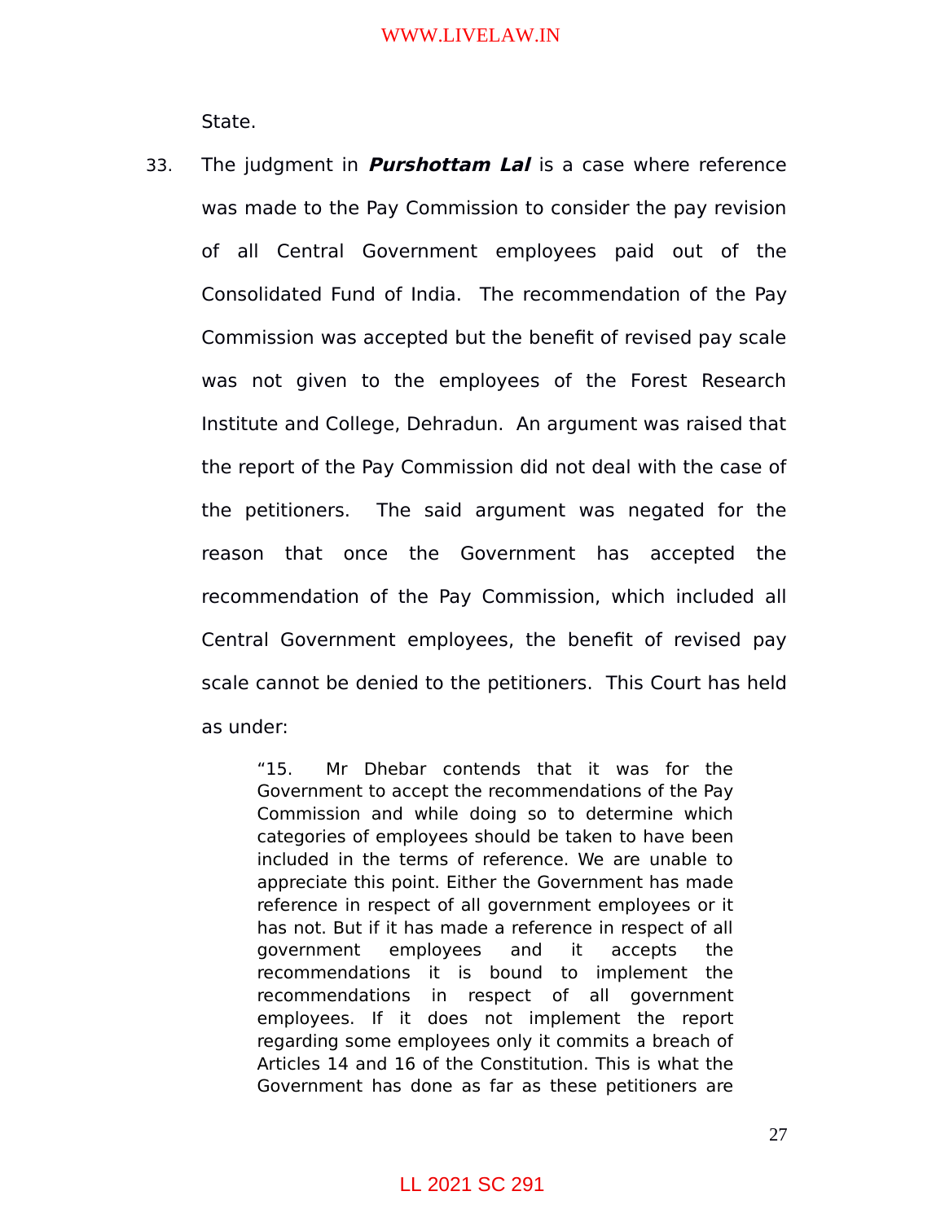State.

33. The judgment in ***Purshottam Lal*** is a case where reference was made to the Pay Commission to consider the pay revision of all Central Government employees paid out of the Consolidated Fund of India. The recommendation of the Pay Commission was accepted but the benefit of revised pay scale was not given to the employees of the Forest Research Institute and College, Dehradun. An argument was raised that the report of the Pay Commission did not deal with the case of the petitioners. The said argument was negated for the reason that once the Government has accepted the recommendation of the Pay Commission, which included all Central Government employees, the benefit of revised pay scale cannot be denied to the petitioners. This Court has held as under:

> "15. Mr Dhebar contends that it was for the Government to accept the recommendations of the Pay Commission and while doing so to determine which categories of employees should be taken to have been included in the terms of reference. We are unable to appreciate this point. Either the Government has made reference in respect of all government employees or it has not. But if it has made a reference in respect of all government employees and it accepts the recommendations it is bound to implement the recommendations in respect of all government employees. If it does not implement the report regarding some employees only it commits a breach of Articles 14 and 16 of the Constitution. This is what the Government has done as far as these petitioners are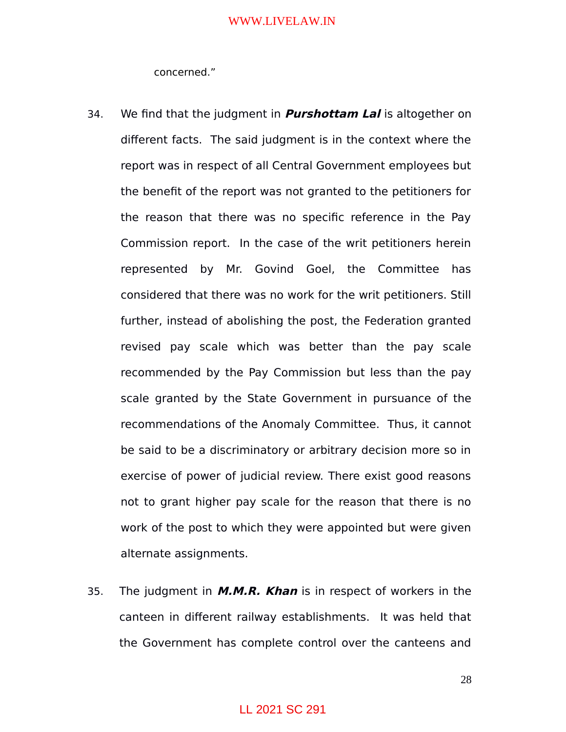concerned."

34. We find that the judgment in ***Purshottam Lal*** is altogether on different facts. The said judgment is in the context where the report was in respect of all Central Government employees but the benefit of the report was not granted to the petitioners for the reason that there was no specific reference in the Pay Commission report. In the case of the writ petitioners herein represented by Mr. Govind Goel, the Committee has considered that there was no work for the writ petitioners. Still further, instead of abolishing the post, the Federation granted revised pay scale which was better than the pay scale recommended by the Pay Commission but less than the pay scale granted by the State Government in pursuance of the recommendations of the Anomaly Committee. Thus, it cannot be said to be a discriminatory or arbitrary decision more so in exercise of power of judicial review. There exist good reasons not to grant higher pay scale for the reason that there is no work of the post to which they were appointed but were given alternate assignments.

35. The judgment in ***M.M.R. Khan*** is in respect of workers in the canteen in different railway establishments. It was held that the Government has complete control over the canteens and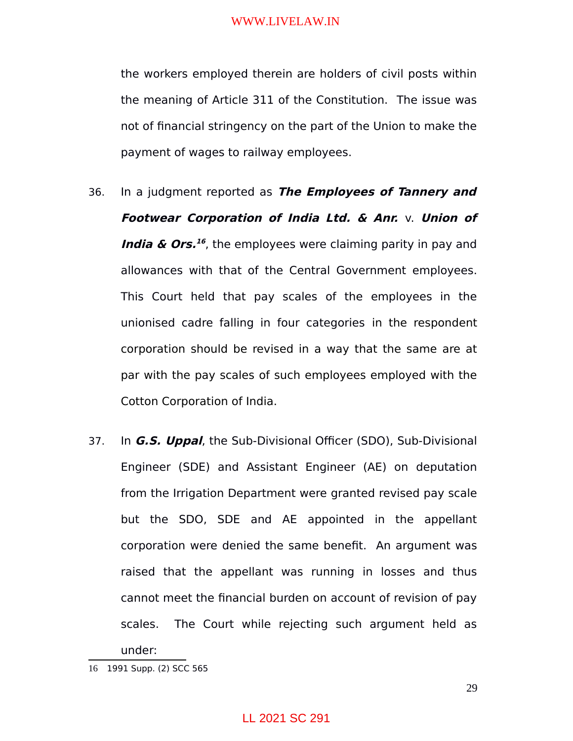the workers employed therein are holders of civil posts within the meaning of Article 311 of the Constitution. The issue was not of financial stringency on the part of the Union to make the payment of wages to railway employees.

36. In a judgment reported as ***The Employees of Tannery and Footwear Corporation of India Ltd. & Anr.*** v. ***Union of India & Ors.***[16], the employees were claiming parity in pay and allowances with that of the Central Government employees. This Court held that pay scales of the employees in the unionised cadre falling in four categories in the respondent corporation should be revised in a way that the same are at par with the pay scales of such employees employed with the Cotton Corporation of India.

37. In ***G.S. Uppal***, the Sub-Divisional Officer (SDO), Sub-Divisional Engineer (SDE) and Assistant Engineer (AE) on deputation from the Irrigation Department were granted revised pay scale but the SDO, SDE and AE appointed in the appellant corporation were denied the same benefit. An argument was raised that the appellant was running in losses and thus cannot meet the financial burden on account of revision of pay scales. The Court while rejecting such argument held as under:

---

16 1991 Supp. (2) SCC 565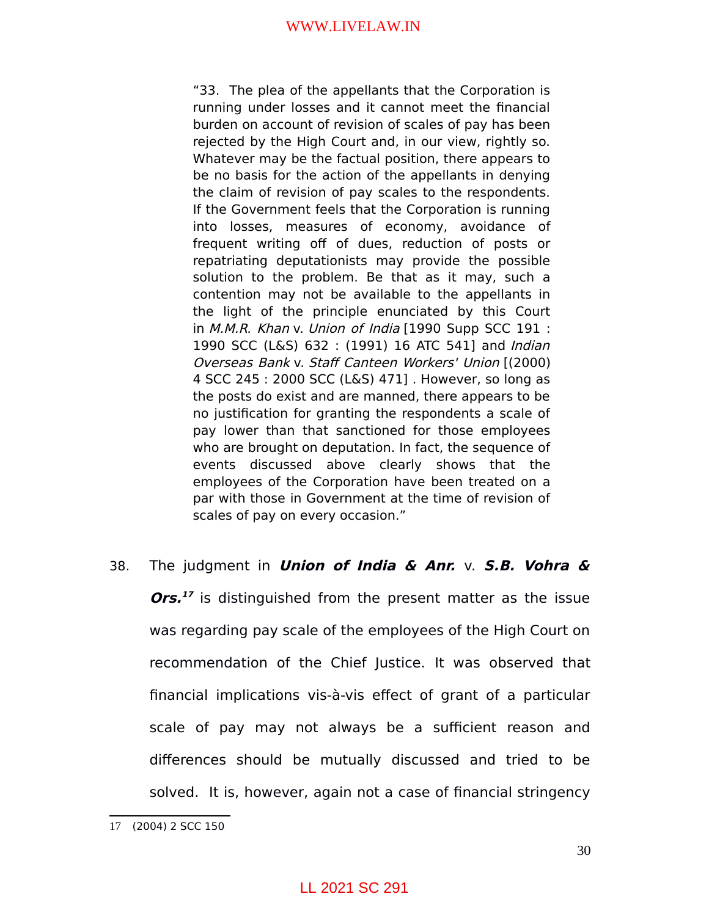> "33. The plea of the appellants that the Corporation is running under losses and it cannot meet the financial burden on account of revision of scales of pay has been rejected by the High Court and, in our view, rightly so. Whatever may be the factual position, there appears to be no basis for the action of the appellants in denying the claim of revision of pay scales to the respondents. If the Government feels that the Corporation is running into losses, measures of economy, avoidance of frequent writing off of dues, reduction of posts or repatriating deputationists may provide the possible solution to the problem. Be that as it may, such a contention may not be available to the appellants in the light of the principle enunciated by this Court in *M.M.R. Khan* v. *Union of India* [1990 Supp SCC 191 : 1990 SCC (L&S) 632 : (1991) 16 ATC 541] and *Indian Overseas Bank* v. *Staff Canteen Workers' Union* [(2000) 4 SCC 245 : 2000 SCC (L&S) 471] . However, so long as the posts do exist and are manned, there appears to be no justification for granting the respondents a scale of pay lower than that sanctioned for those employees who are brought on deputation. In fact, the sequence of events discussed above clearly shows that the employees of the Corporation have been treated on a par with those in Government at the time of revision of scales of pay on every occasion."

38. The judgment in ***Union of India & Anr.*** v. ***S.B. Vohra & Ors.***[17] is distinguished from the present matter as the issue was regarding pay scale of the employees of the High Court on recommendation of the Chief Justice. It was observed that financial implications vis-à-vis effect of grant of a particular scale of pay may not always be a sufficient reason and differences should be mutually discussed and tried to be solved. It is, however, again not a case of financial stringency

---

17 (2004) 2 SCC 150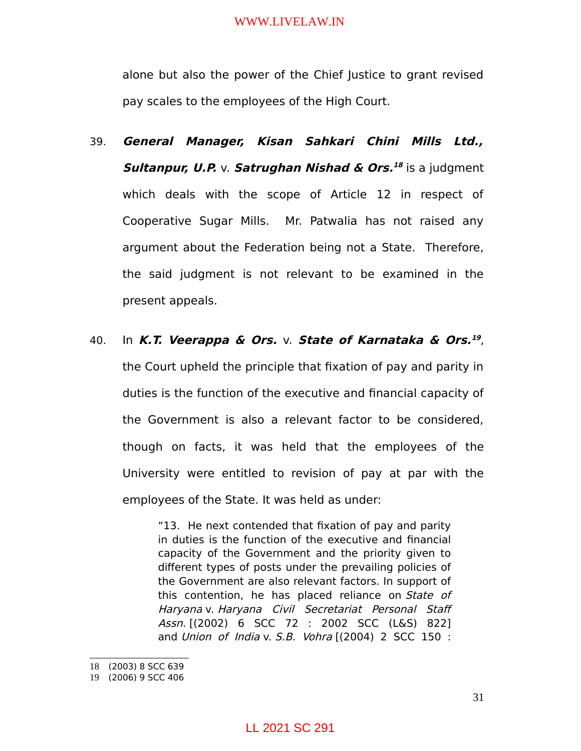alone but also the power of the Chief Justice to grant revised pay scales to the employees of the High Court.

39. ***General Manager, Kisan Sahkari Chini Mills Ltd., Sultanpur, U.P.*** v. ***Satrughan Nishad & Ors.***[18] is a judgment which deals with the scope of Article 12 in respect of Cooperative Sugar Mills. Mr. Patwalia has not raised any argument about the Federation being not a State. Therefore, the said judgment is not relevant to be examined in the present appeals.

40. In ***K.T. Veerappa & Ors.*** v. ***State of Karnataka & Ors.***[19], the Court upheld the principle that fixation of pay and parity in duties is the function of the executive and financial capacity of the Government is also a relevant factor to be considered, though on facts, it was held that the employees of the University were entitled to revision of pay at par with the employees of the State. It was held as under:

> "13. He next contended that fixation of pay and parity in duties is the function of the executive and financial capacity of the Government and the priority given to different types of posts under the prevailing policies of the Government are also relevant factors. In support of this contention, he has placed reliance on *State of Haryana* v. *Haryana Civil Secretariat Personal Staff Assn.* [(2002) 6 SCC 72 : 2002 SCC (L&S) 822] and *Union of India* v. *S.B. Vohra* [(2004) 2 SCC 150 :

---

18 (2003) 8 SCC 639

19 (2006) 9 SCC 406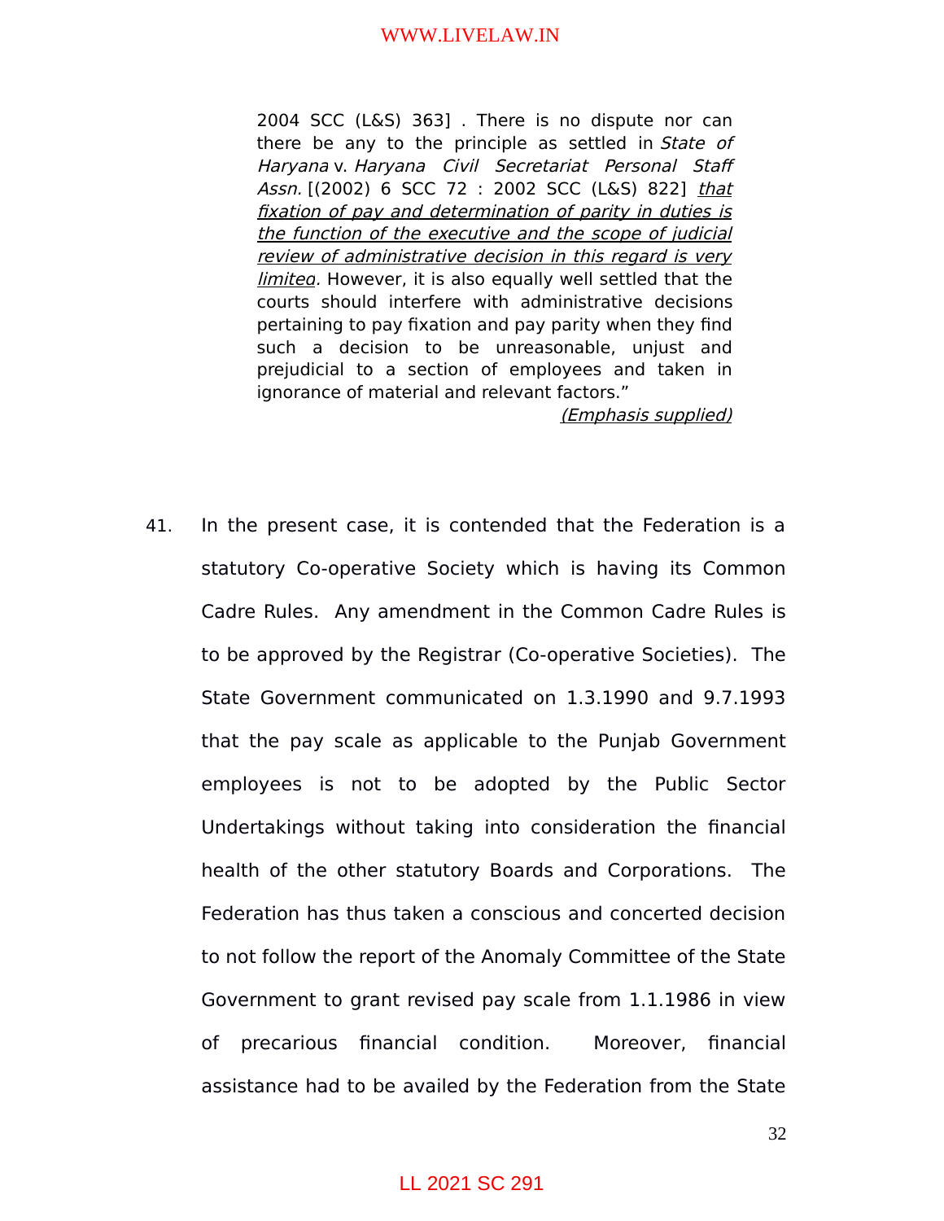> 2004 SCC (L&S) 363] . There is no dispute nor can there be any to the principle as settled in *State of Haryana* v. *Haryana Civil Secretariat Personal Staff Assn.* [(2002) 6 SCC 72 : 2002 SCC (L&S) 822] *that fixation of pay and determination of parity in duties is the function of the executive and the scope of judicial review of administrative decision in this regard is very limited*. However, it is also equally well settled that the courts should interfere with administrative decisions pertaining to pay fixation and pay parity when they find such a decision to be unreasonable, unjust and prejudicial to a section of employees and taken in ignorance of material and relevant factors."
>
> *(Emphasis supplied)*

41. In the present case, it is contended that the Federation is a statutory Co-operative Society which is having its Common Cadre Rules. Any amendment in the Common Cadre Rules is to be approved by the Registrar (Co-operative Societies). The State Government communicated on 1.3.1990 and 9.7.1993 that the pay scale as applicable to the Punjab Government employees is not to be adopted by the Public Sector Undertakings without taking into consideration the financial health of the other statutory Boards and Corporations. The Federation has thus taken a conscious and concerted decision to not follow the report of the Anomaly Committee of the State Government to grant revised pay scale from 1.1.1986 in view of precarious financial condition. Moreover, financial assistance had to be availed by the Federation from the State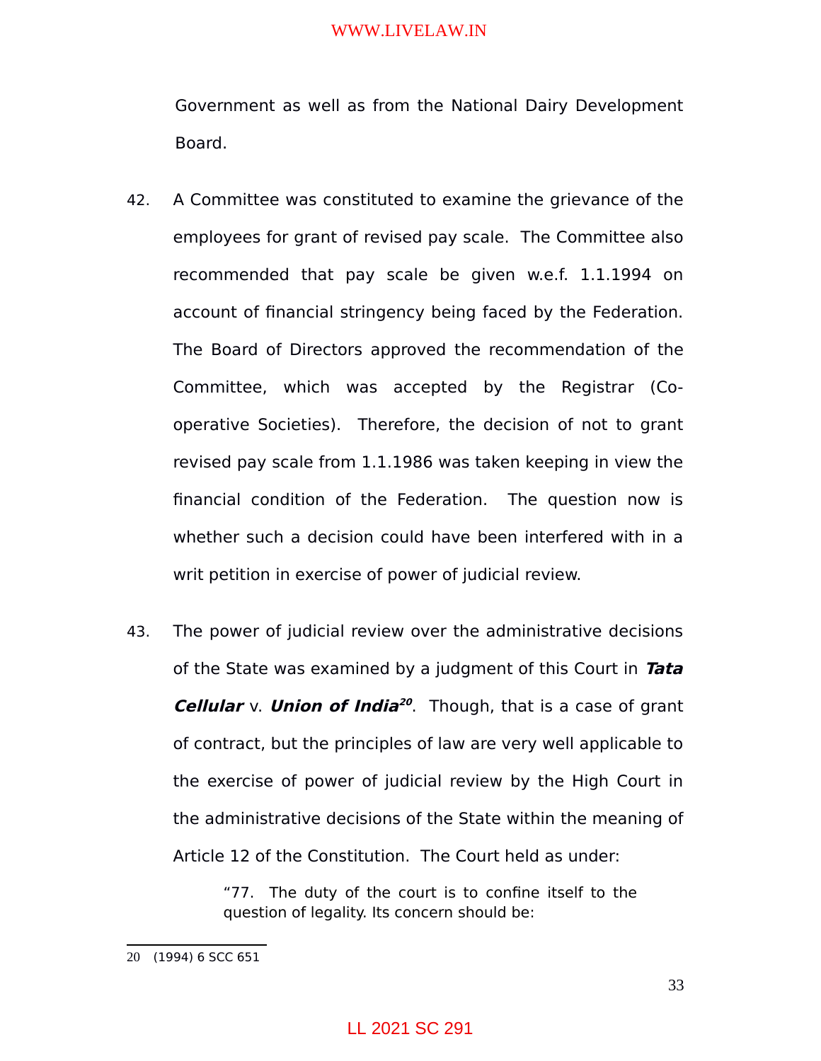Government as well as from the National Dairy Development Board.

42. A Committee was constituted to examine the grievance of the employees for grant of revised pay scale. The Committee also recommended that pay scale be given w.e.f. 1.1.1994 on account of financial stringency being faced by the Federation. The Board of Directors approved the recommendation of the Committee, which was accepted by the Registrar (Co-operative Societies). Therefore, the decision of not to grant revised pay scale from 1.1.1986 was taken keeping in view the financial condition of the Federation. The question now is whether such a decision could have been interfered with in a writ petition in exercise of power of judicial review.

43. The power of judicial review over the administrative decisions of the State was examined by a judgment of this Court in ***Tata Cellular*** v. ***Union of India***[20]. Though, that is a case of grant of contract, but the principles of law are very well applicable to the exercise of power of judicial review by the High Court in the administrative decisions of the State within the meaning of Article 12 of the Constitution. The Court held as under:

> "77. The duty of the court is to confine itself to the question of legality. Its concern should be:

---

20 (1994) 6 SCC 651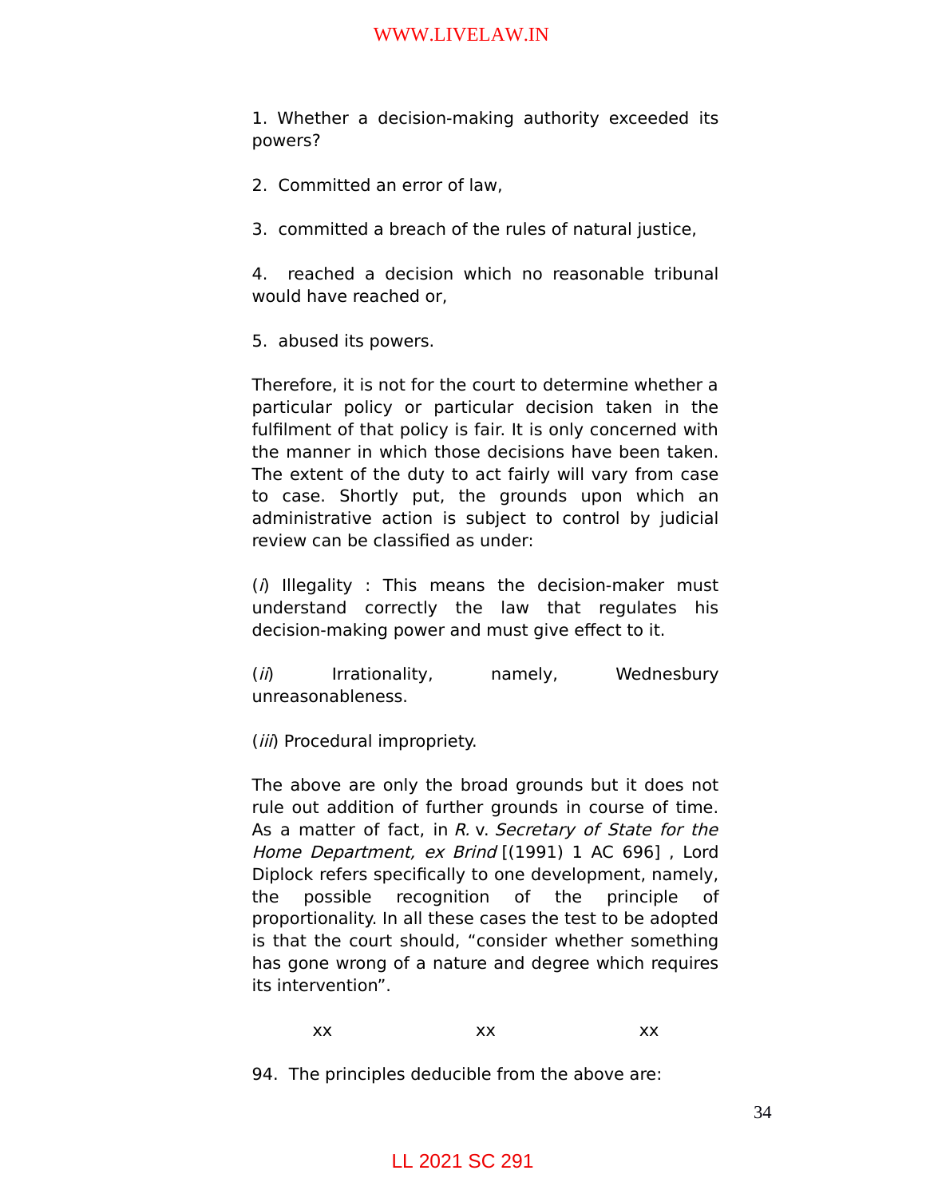1. Whether a decision-making authority exceeded its powers?

2. Committed an error of law,

3. committed a breach of the rules of natural justice,

4. reached a decision which no reasonable tribunal would have reached or,

5. abused its powers.

Therefore, it is not for the court to determine whether a particular policy or particular decision taken in the fulfilment of that policy is fair. It is only concerned with the manner in which those decisions have been taken. The extent of the duty to act fairly will vary from case to case. Shortly put, the grounds upon which an administrative action is subject to control by judicial review can be classified as under:

(*i*) Illegality : This means the decision-maker must understand correctly the law that regulates his decision-making power and must give effect to it.

(*ii*) Irrationality, namely, Wednesbury unreasonableness.

(*iii*) Procedural impropriety.

The above are only the broad grounds but it does not rule out addition of further grounds in course of time. As a matter of fact, in *R.* v. *Secretary of State for the Home Department, ex Brind* [(1991) 1 AC 696] , Lord Diplock refers specifically to one development, namely, the possible recognition of the principle of proportionality. In all these cases the test to be adopted is that the court should, "consider whether something has gone wrong of a nature and degree which requires its intervention".

xx xx xx

94. The principles deducible from the above are: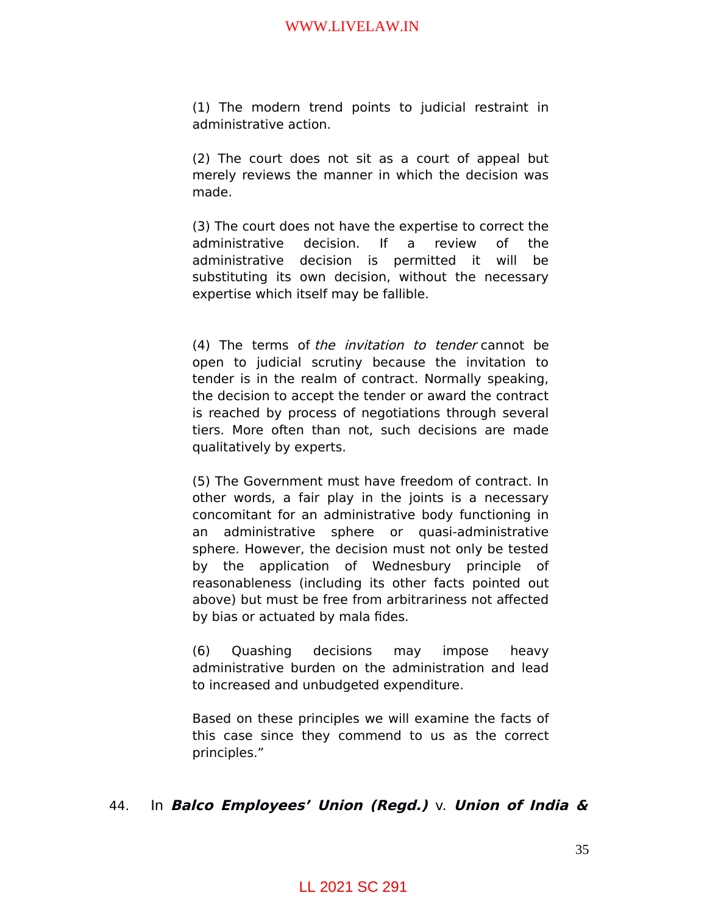> (1) The modern trend points to judicial restraint in administrative action.
>
> (2) The court does not sit as a court of appeal but merely reviews the manner in which the decision was made.
>
> (3) The court does not have the expertise to correct the administrative decision. If a review of the administrative decision is permitted it will be substituting its own decision, without the necessary expertise which itself may be fallible.
>
> (4) The terms of *the invitation to tender* cannot be open to judicial scrutiny because the invitation to tender is in the realm of contract. Normally speaking, the decision to accept the tender or award the contract is reached by process of negotiations through several tiers. More often than not, such decisions are made qualitatively by experts.
>
> (5) The Government must have freedom of contract. In other words, a fair play in the joints is a necessary concomitant for an administrative body functioning in an administrative sphere or quasi-administrative sphere. However, the decision must not only be tested by the application of Wednesbury principle of reasonableness (including its other facts pointed out above) but must be free from arbitrariness not affected by bias or actuated by mala fides.
>
> (6) Quashing decisions may impose heavy administrative burden on the administration and lead to increased and unbudgeted expenditure.
>
> Based on these principles we will examine the facts of this case since they commend to us as the correct principles."

44. In ***Balco Employees' Union (Regd.)*** v. ***Union of India &***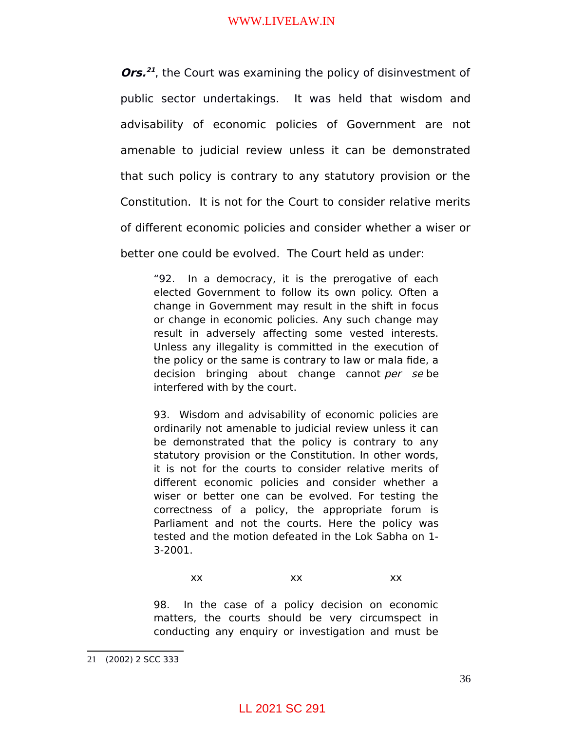***Ors.***[21], the Court was examining the policy of disinvestment of public sector undertakings. It was held that wisdom and advisability of economic policies of Government are not amenable to judicial review unless it can be demonstrated that such policy is contrary to any statutory provision or the Constitution. It is not for the Court to consider relative merits of different economic policies and consider whether a wiser or better one could be evolved. The Court held as under:

> "92. In a democracy, it is the prerogative of each elected Government to follow its own policy. Often a change in Government may result in the shift in focus or change in economic policies. Any such change may result in adversely affecting some vested interests. Unless any illegality is committed in the execution of the policy or the same is contrary to law or mala fide, a decision bringing about change cannot *per se* be interfered with by the court.
>
> 93. Wisdom and advisability of economic policies are ordinarily not amenable to judicial review unless it can be demonstrated that the policy is contrary to any statutory provision or the Constitution. In other words, it is not for the courts to consider relative merits of different economic policies and consider whether a wiser or better one can be evolved. For testing the correctness of a policy, the appropriate forum is Parliament and not the courts. Here the policy was tested and the motion defeated in the Lok Sabha on 1-3-2001.
>
> xx xx xx
>
> 98. In the case of a policy decision on economic matters, the courts should be very circumspect in conducting any enquiry or investigation and must be

---

21 (2002) 2 SCC 333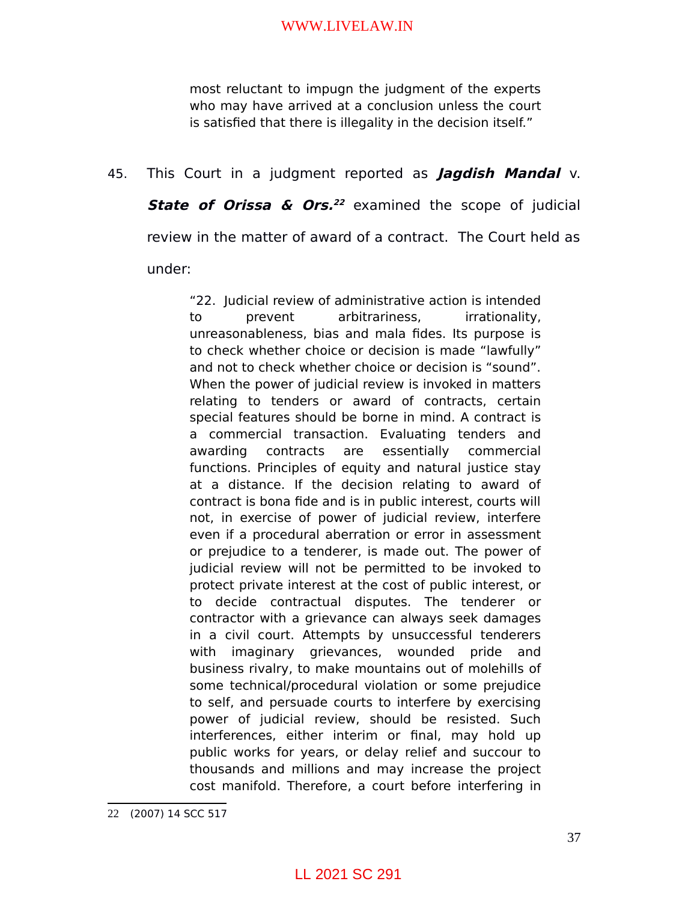> most reluctant to impugn the judgment of the experts who may have arrived at a conclusion unless the court is satisfied that there is illegality in the decision itself."

45. This Court in a judgment reported as ***Jagdish Mandal*** v. ***State of Orissa & Ors.***[22] examined the scope of judicial review in the matter of award of a contract. The Court held as under:

> "22. Judicial review of administrative action is intended to prevent arbitrariness, irrationality, unreasonableness, bias and mala fides. Its purpose is to check whether choice or decision is made "lawfully" and not to check whether choice or decision is "sound". When the power of judicial review is invoked in matters relating to tenders or award of contracts, certain special features should be borne in mind. A contract is a commercial transaction. Evaluating tenders and awarding contracts are essentially commercial functions. Principles of equity and natural justice stay at a distance. If the decision relating to award of contract is bona fide and is in public interest, courts will not, in exercise of power of judicial review, interfere even if a procedural aberration or error in assessment or prejudice to a tenderer, is made out. The power of judicial review will not be permitted to be invoked to protect private interest at the cost of public interest, or to decide contractual disputes. The tenderer or contractor with a grievance can always seek damages in a civil court. Attempts by unsuccessful tenderers with imaginary grievances, wounded pride and business rivalry, to make mountains out of molehills of some technical/procedural violation or some prejudice to self, and persuade courts to interfere by exercising power of judicial review, should be resisted. Such interferences, either interim or final, may hold up public works for years, or delay relief and succour to thousands and millions and may increase the project cost manifold. Therefore, a court before interfering in

---

22 (2007) 14 SCC 517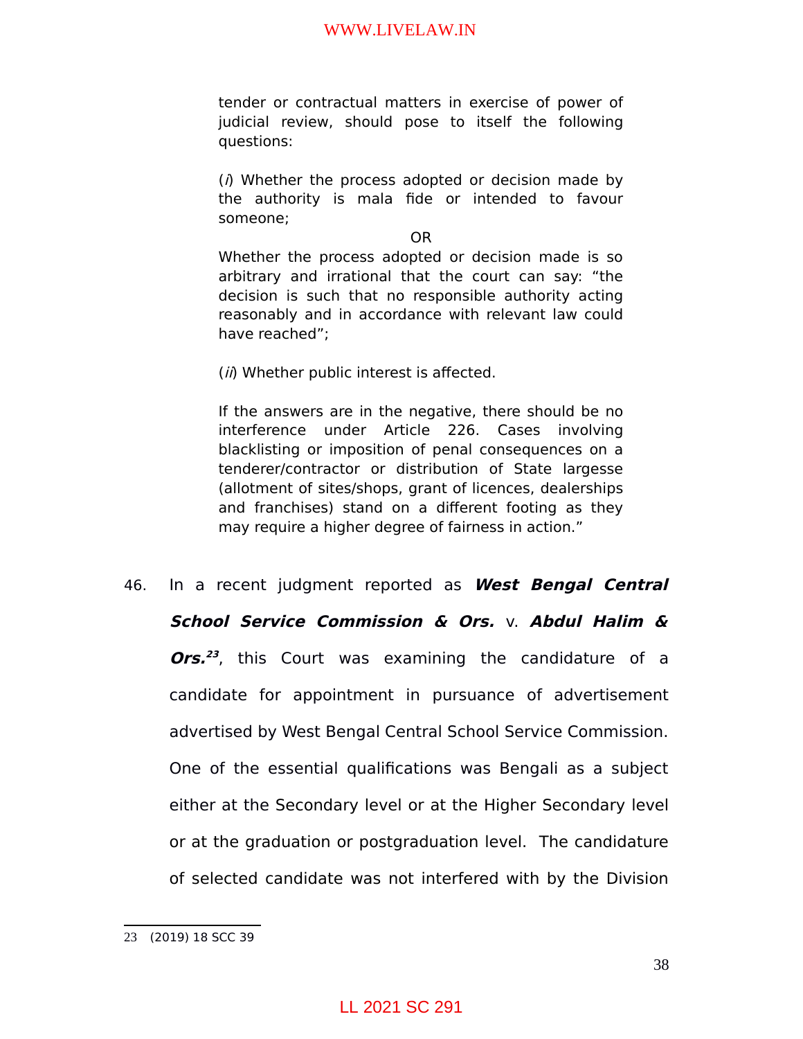> tender or contractual matters in exercise of power of judicial review, should pose to itself the following questions:
>
> (*i*) Whether the process adopted or decision made by the authority is mala fide or intended to favour someone;
>
> OR
>
> Whether the process adopted or decision made is so arbitrary and irrational that the court can say: "the decision is such that no responsible authority acting reasonably and in accordance with relevant law could have reached";
>
> (*ii*) Whether public interest is affected.
>
> If the answers are in the negative, there should be no interference under Article 226. Cases involving blacklisting or imposition of penal consequences on a tenderer/contractor or distribution of State largesse (allotment of sites/shops, grant of licences, dealerships and franchises) stand on a different footing as they may require a higher degree of fairness in action."

46. In a recent judgment reported as ***West Bengal Central School Service Commission & Ors.*** v. ***Abdul Halim & Ors.***[23], this Court was examining the candidature of a candidate for appointment in pursuance of advertisement advertised by West Bengal Central School Service Commission. One of the essential qualifications was Bengali as a subject either at the Secondary level or at the Higher Secondary level or at the graduation or postgraduation level. The candidature of selected candidate was not interfered with by the Division

---

23 (2019) 18 SCC 39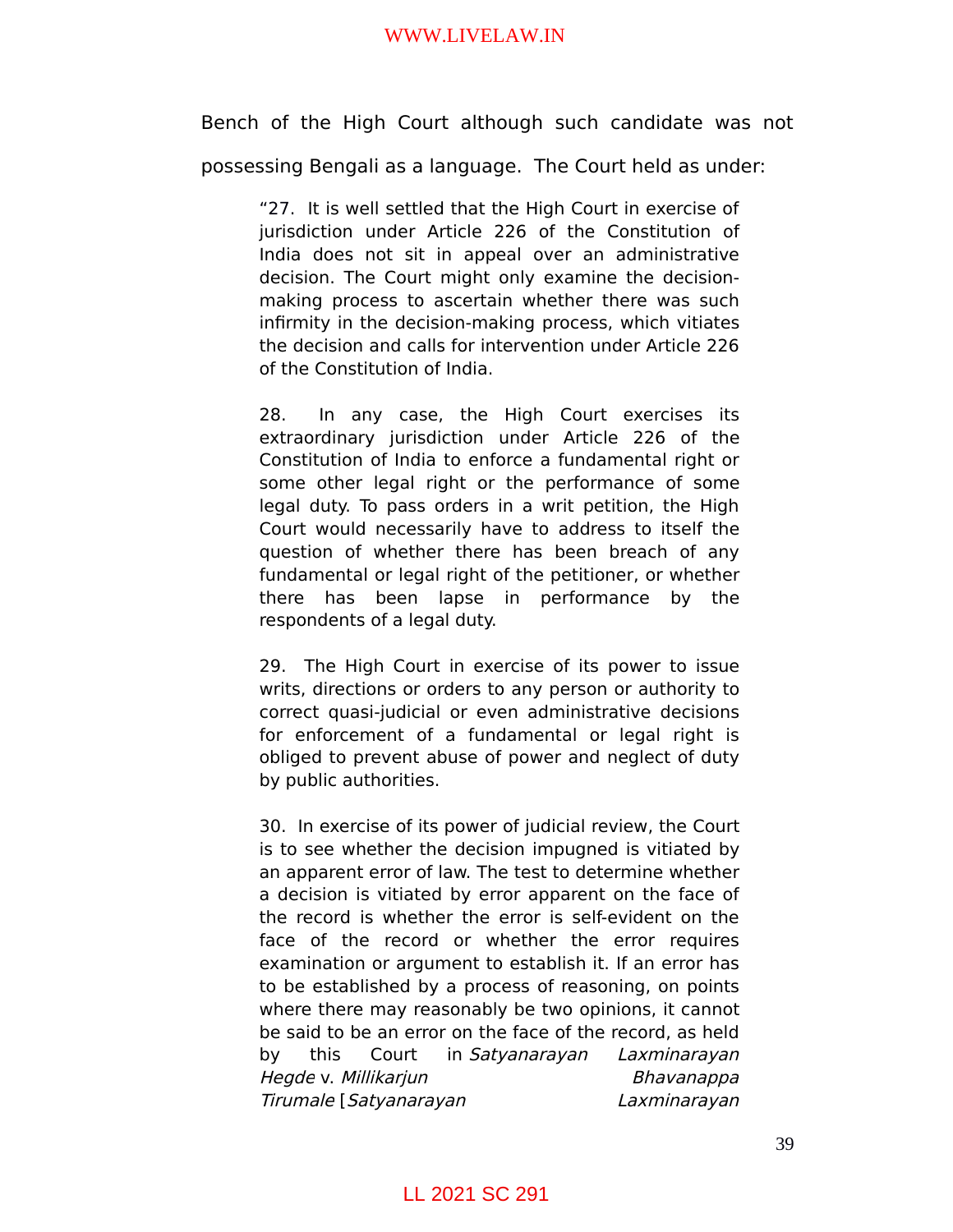Bench of the High Court although such candidate was not possessing Bengali as a language. The Court held as under:

> "27. It is well settled that the High Court in exercise of jurisdiction under Article 226 of the Constitution of India does not sit in appeal over an administrative decision. The Court might only examine the decision-making process to ascertain whether there was such infirmity in the decision-making process, which vitiates the decision and calls for intervention under Article 226 of the Constitution of India.
>
> 28. In any case, the High Court exercises its extraordinary jurisdiction under Article 226 of the Constitution of India to enforce a fundamental right or some other legal right or the performance of some legal duty. To pass orders in a writ petition, the High Court would necessarily have to address to itself the question of whether there has been breach of any fundamental or legal right of the petitioner, or whether there has been lapse in performance by the respondents of a legal duty.
>
> 29. The High Court in exercise of its power to issue writs, directions or orders to any person or authority to correct quasi-judicial or even administrative decisions for enforcement of a fundamental or legal right is obliged to prevent abuse of power and neglect of duty by public authorities.
>
> 30. In exercise of its power of judicial review, the Court is to see whether the decision impugned is vitiated by an apparent error of law. The test to determine whether a decision is vitiated by error apparent on the face of the record is whether the error is self-evident on the face of the record or whether the error requires examination or argument to establish it. If an error has to be established by a process of reasoning, on points where there may reasonably be two opinions, it cannot be said to be an error on the face of the record, as held by this Court in *Satyanarayan Laxminarayan Hegde* v. *Millikarjun Bhavanappa Tirumale* [*Satyanarayan Laxminarayan*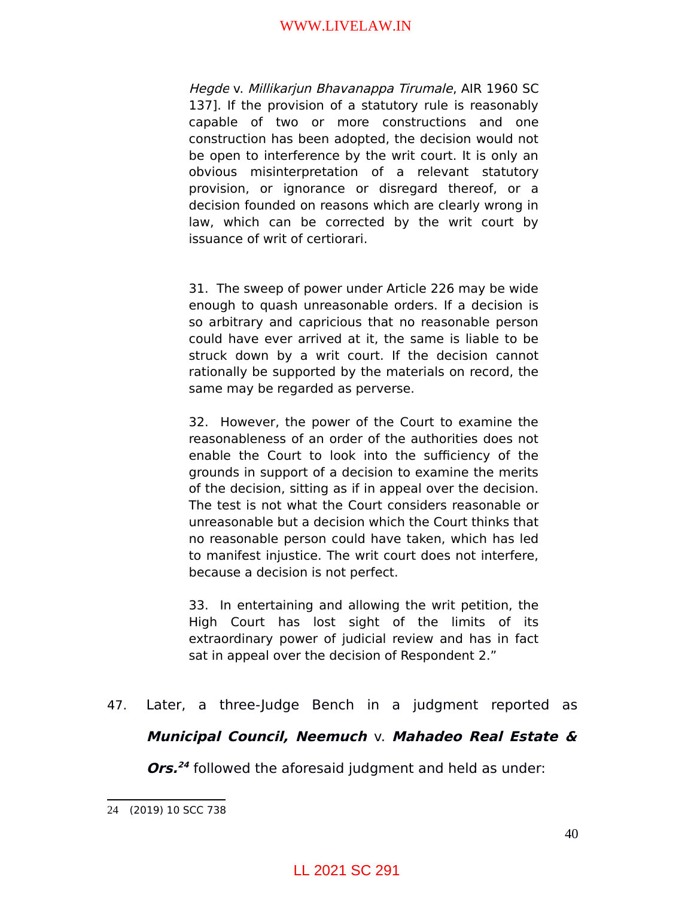*Hegde* v. *Millikarjun Bhavanappa Tirumale*, AIR 1960 SC 137]. If the provision of a statutory rule is reasonably capable of two or more constructions and one construction has been adopted, the decision would not be open to interference by the writ court. It is only an obvious misinterpretation of a relevant statutory provision, or ignorance or disregard thereof, or a decision founded on reasons which are clearly wrong in law, which can be corrected by the writ court by issuance of writ of certiorari.

31. The sweep of power under Article 226 may be wide enough to quash unreasonable orders. If a decision is so arbitrary and capricious that no reasonable person could have ever arrived at it, the same is liable to be struck down by a writ court. If the decision cannot rationally be supported by the materials on record, the same may be regarded as perverse.

32. However, the power of the Court to examine the reasonableness of an order of the authorities does not enable the Court to look into the sufficiency of the grounds in support of a decision to examine the merits of the decision, sitting as if in appeal over the decision. The test is not what the Court considers reasonable or unreasonable but a decision which the Court thinks that no reasonable person could have taken, which has led to manifest injustice. The writ court does not interfere, because a decision is not perfect.

33. In entertaining and allowing the writ petition, the High Court has lost sight of the limits of its extraordinary power of judicial review and has in fact sat in appeal over the decision of Respondent 2."

47. Later, a three-Judge Bench in a judgment reported as ***Municipal Council, Neemuch*** v. ***Mahadeo Real Estate & Ors.***[24] followed the aforesaid judgment and held as under:

---

24 (2019) 10 SCC 738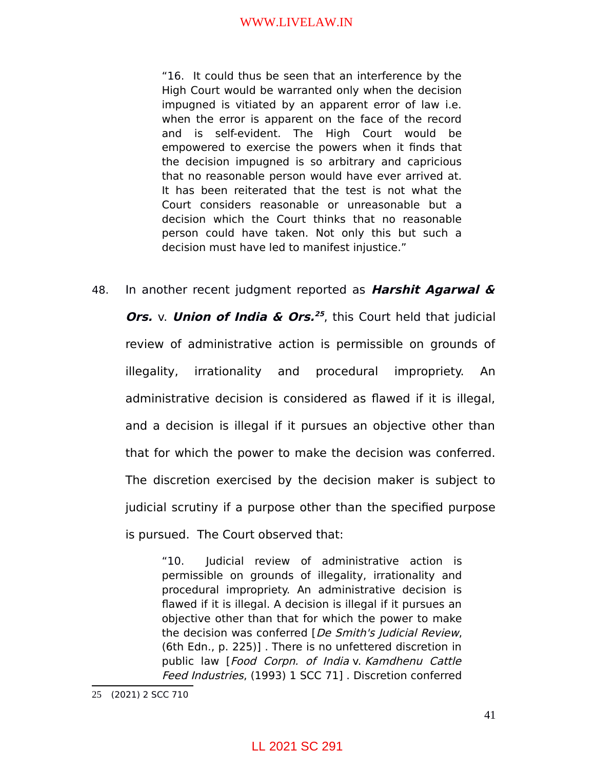> "16. It could thus be seen that an interference by the High Court would be warranted only when the decision impugned is vitiated by an apparent error of law i.e. when the error is apparent on the face of the record and is self-evident. The High Court would be empowered to exercise the powers when it finds that the decision impugned is so arbitrary and capricious that no reasonable person would have ever arrived at. It has been reiterated that the test is not what the Court considers reasonable or unreasonable but a decision which the Court thinks that no reasonable person could have taken. Not only this but such a decision must have led to manifest injustice."

48. In another recent judgment reported as ***Harshit Agarwal & Ors.*** v. ***Union of India & Ors.***[25], this Court held that judicial review of administrative action is permissible on grounds of illegality, irrationality and procedural impropriety. An administrative decision is considered as flawed if it is illegal, and a decision is illegal if it pursues an objective other than that for which the power to make the decision was conferred. The discretion exercised by the decision maker is subject to judicial scrutiny if a purpose other than the specified purpose is pursued. The Court observed that:

> "10. Judicial review of administrative action is permissible on grounds of illegality, irrationality and procedural impropriety. An administrative decision is flawed if it is illegal. A decision is illegal if it pursues an objective other than that for which the power to make the decision was conferred [*De Smith's Judicial Review*, (6th Edn., p. 225)] . There is no unfettered discretion in public law [*Food Corpn. of India* v. *Kamdhenu Cattle Feed Industries*, (1993) 1 SCC 71] . Discretion conferred

---

25 (2021) 2 SCC 710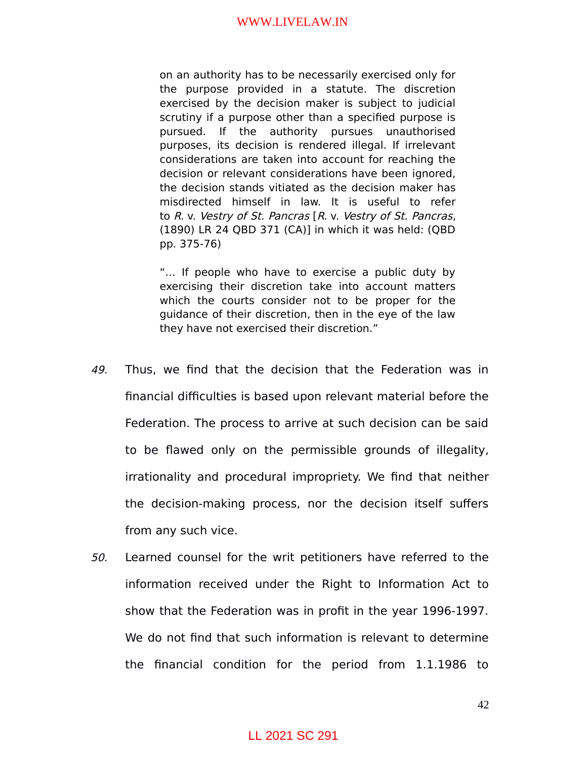> on an authority has to be necessarily exercised only for the purpose provided in a statute. The discretion exercised by the decision maker is subject to judicial scrutiny if a purpose other than a specified purpose is pursued. If the authority pursues unauthorised purposes, its decision is rendered illegal. If irrelevant considerations are taken into account for reaching the decision or relevant considerations have been ignored, the decision stands vitiated as the decision maker has misdirected himself in law. It is useful to refer to *R.* v. *Vestry of St. Pancras* [*R.* v. *Vestry of St. Pancras*, (1890) LR 24 QBD 371 (CA)] in which it was held: (QBD pp. 375-76)
>
> "… If people who have to exercise a public duty by exercising their discretion take into account matters which the courts consider not to be proper for the guidance of their discretion, then in the eye of the law they have not exercised their discretion."

*49.* Thus, we find that the decision that the Federation was in financial difficulties is based upon relevant material before the Federation. The process to arrive at such decision can be said to be flawed only on the permissible grounds of illegality, irrationality and procedural impropriety. We find that neither the decision-making process, nor the decision itself suffers from any such vice.

*50.* Learned counsel for the writ petitioners have referred to the information received under the Right to Information Act to show that the Federation was in profit in the year 1996-1997. We do not find that such information is relevant to determine the financial condition for the period from 1.1.1986 to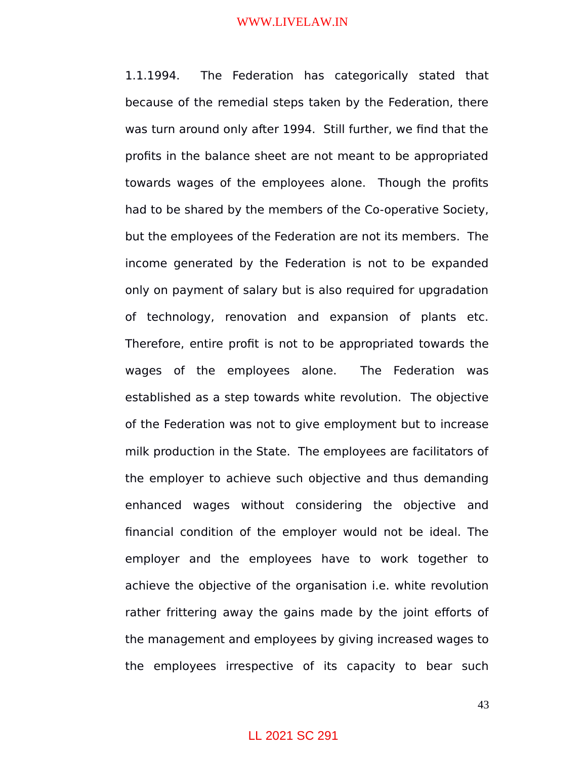1.1.1994. The Federation has categorically stated that because of the remedial steps taken by the Federation, there was turn around only after 1994. Still further, we find that the profits in the balance sheet are not meant to be appropriated towards wages of the employees alone. Though the profits had to be shared by the members of the Co-operative Society, but the employees of the Federation are not its members. The income generated by the Federation is not to be expanded only on payment of salary but is also required for upgradation of technology, renovation and expansion of plants etc. Therefore, entire profit is not to be appropriated towards the wages of the employees alone. The Federation was established as a step towards white revolution. The objective of the Federation was not to give employment but to increase milk production in the State. The employees are facilitators of the employer to achieve such objective and thus demanding enhanced wages without considering the objective and financial condition of the employer would not be ideal. The employer and the employees have to work together to achieve the objective of the organisation i.e. white revolution rather frittering away the gains made by the joint efforts of the management and employees by giving increased wages to the employees irrespective of its capacity to bear such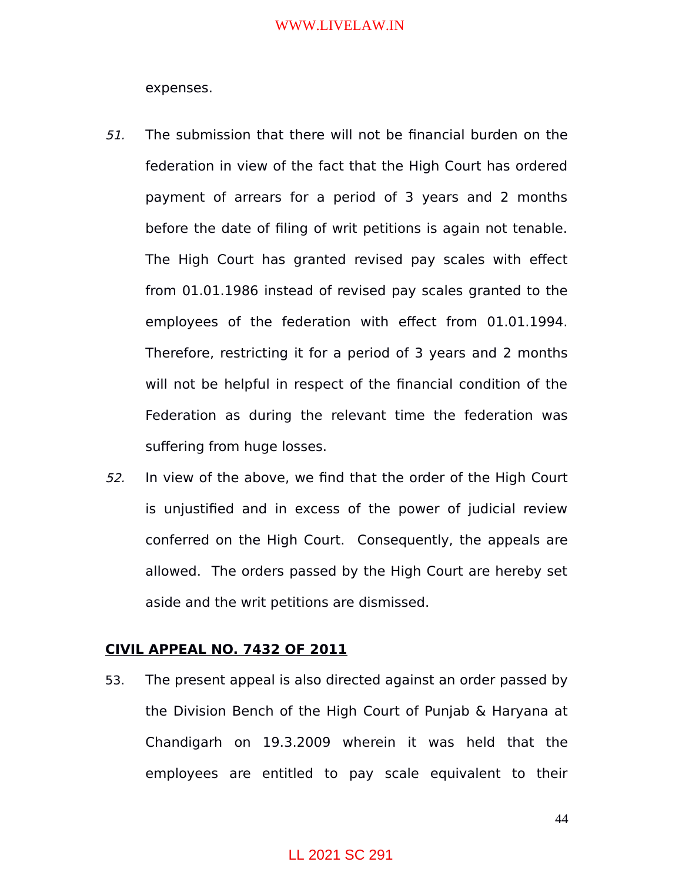expenses.

*51.* The submission that there will not be financial burden on the federation in view of the fact that the High Court has ordered payment of arrears for a period of 3 years and 2 months before the date of filing of writ petitions is again not tenable. The High Court has granted revised pay scales with effect from 01.01.1986 instead of revised pay scales granted to the employees of the federation with effect from 01.01.1994. Therefore, restricting it for a period of 3 years and 2 months will not be helpful in respect of the financial condition of the Federation as during the relevant time the federation was suffering from huge losses.

*52.* In view of the above, we find that the order of the High Court is unjustified and in excess of the power of judicial review conferred on the High Court. Consequently, the appeals are allowed. The orders passed by the High Court are hereby set aside and the writ petitions are dismissed.

**<u>CIVIL APPEAL NO. 7432 OF 2011</u>**

53. The present appeal is also directed against an order passed by the Division Bench of the High Court of Punjab & Haryana at Chandigarh on 19.3.2009 wherein it was held that the employees are entitled to pay scale equivalent to their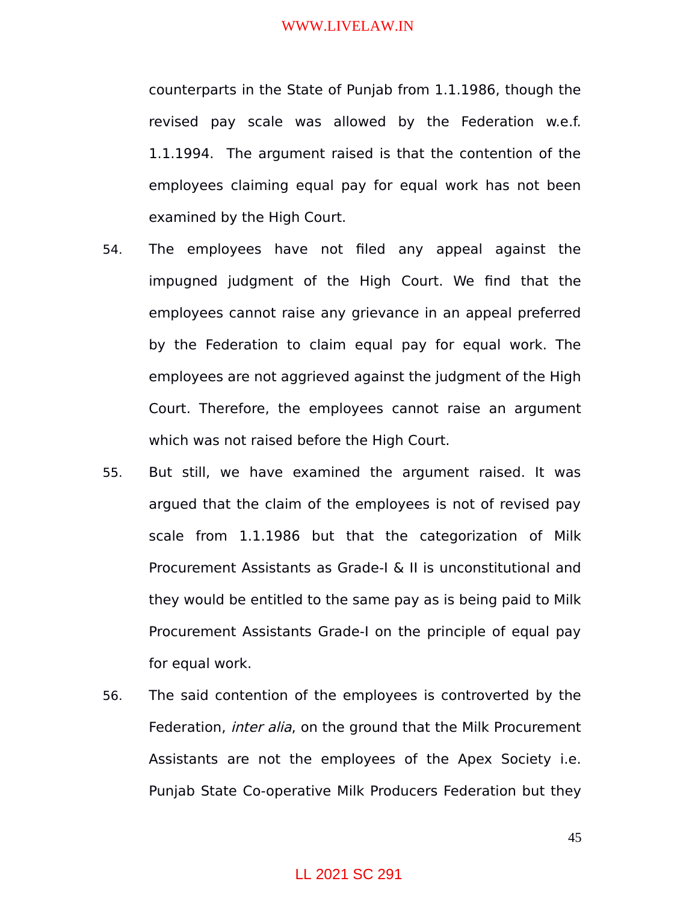counterparts in the State of Punjab from 1.1.1986, though the revised pay scale was allowed by the Federation w.e.f. 1.1.1994. The argument raised is that the contention of the employees claiming equal pay for equal work has not been examined by the High Court.

54. The employees have not filed any appeal against the impugned judgment of the High Court. We find that the employees cannot raise any grievance in an appeal preferred by the Federation to claim equal pay for equal work. The employees are not aggrieved against the judgment of the High Court. Therefore, the employees cannot raise an argument which was not raised before the High Court.

55. But still, we have examined the argument raised. It was argued that the claim of the employees is not of revised pay scale from 1.1.1986 but that the categorization of Milk Procurement Assistants as Grade-I & II is unconstitutional and they would be entitled to the same pay as is being paid to Milk Procurement Assistants Grade-I on the principle of equal pay for equal work.

56. The said contention of the employees is controverted by the Federation, *inter alia*, on the ground that the Milk Procurement Assistants are not the employees of the Apex Society i.e. Punjab State Co-operative Milk Producers Federation but they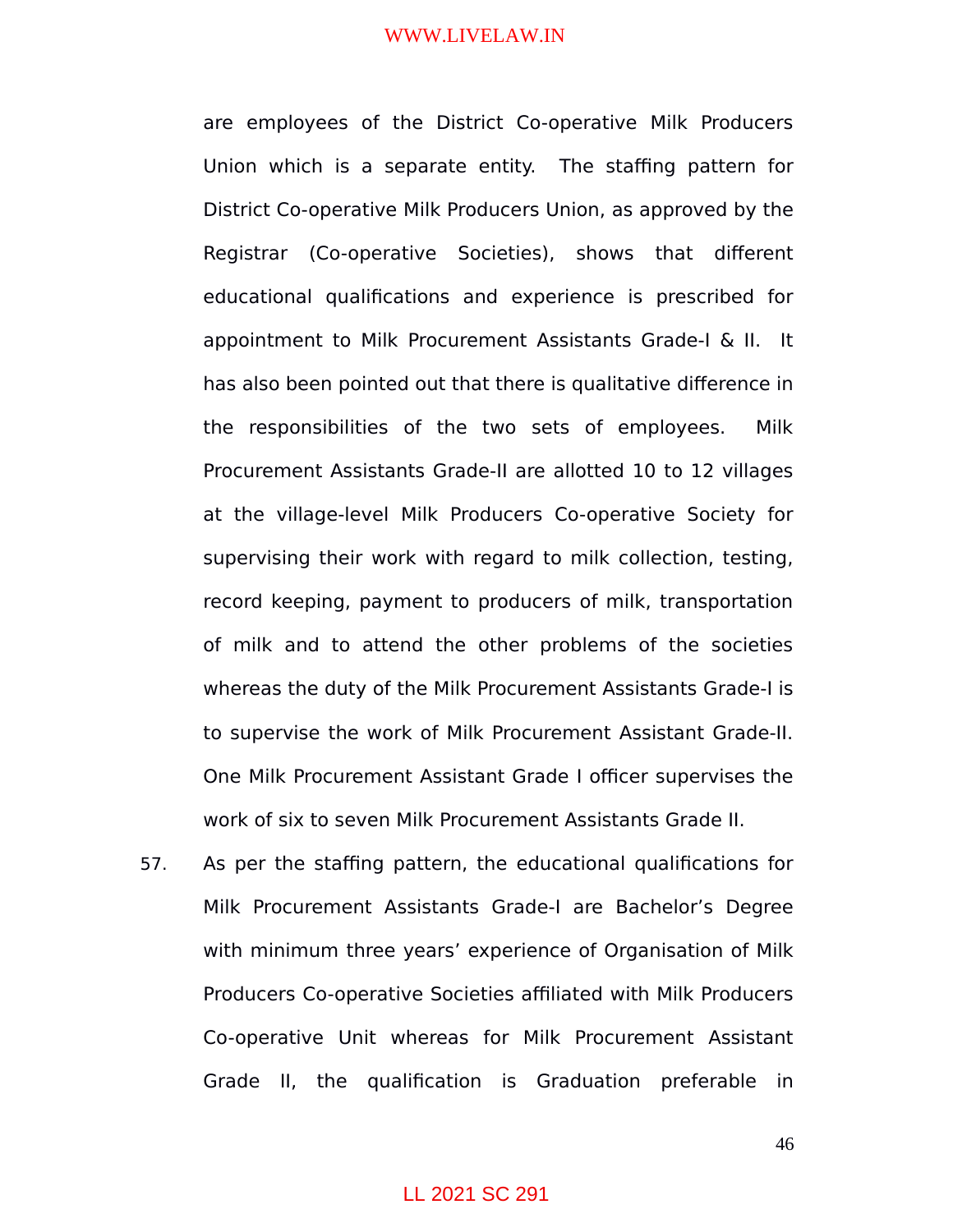are employees of the District Co-operative Milk Producers Union which is a separate entity. The staffing pattern for District Co-operative Milk Producers Union, as approved by the Registrar (Co-operative Societies), shows that different educational qualifications and experience is prescribed for appointment to Milk Procurement Assistants Grade-I & II. It has also been pointed out that there is qualitative difference in the responsibilities of the two sets of employees. Milk Procurement Assistants Grade-II are allotted 10 to 12 villages at the village-level Milk Producers Co-operative Society for supervising their work with regard to milk collection, testing, record keeping, payment to producers of milk, transportation of milk and to attend the other problems of the societies whereas the duty of the Milk Procurement Assistants Grade-I is to supervise the work of Milk Procurement Assistant Grade-II. One Milk Procurement Assistant Grade I officer supervises the work of six to seven Milk Procurement Assistants Grade II.

57. As per the staffing pattern, the educational qualifications for Milk Procurement Assistants Grade-I are Bachelor's Degree with minimum three years' experience of Organisation of Milk Producers Co-operative Societies affiliated with Milk Producers Co-operative Unit whereas for Milk Procurement Assistant Grade II, the qualification is Graduation preferable in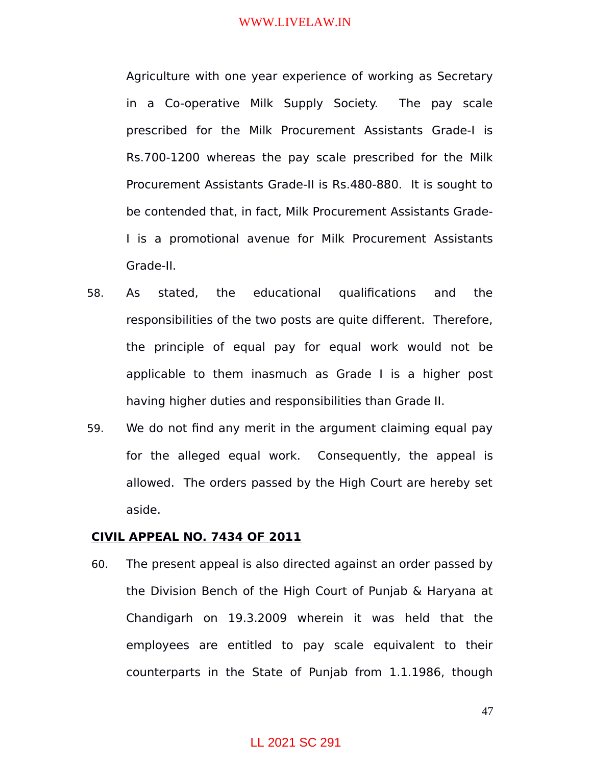Agriculture with one year experience of working as Secretary in a Co-operative Milk Supply Society. The pay scale prescribed for the Milk Procurement Assistants Grade-I is Rs.700-1200 whereas the pay scale prescribed for the Milk Procurement Assistants Grade-II is Rs.480-880. It is sought to be contended that, in fact, Milk Procurement Assistants Grade-I is a promotional avenue for Milk Procurement Assistants Grade-II.

58. As stated, the educational qualifications and the responsibilities of the two posts are quite different. Therefore, the principle of equal pay for equal work would not be applicable to them inasmuch as Grade I is a higher post having higher duties and responsibilities than Grade II.

59. We do not find any merit in the argument claiming equal pay for the alleged equal work. Consequently, the appeal is allowed. The orders passed by the High Court are hereby set aside.

**CIVIL APPEAL NO. 7434 OF 2011**

60. The present appeal is also directed against an order passed by the Division Bench of the High Court of Punjab & Haryana at Chandigarh on 19.3.2009 wherein it was held that the employees are entitled to pay scale equivalent to their counterparts in the State of Punjab from 1.1.1986, though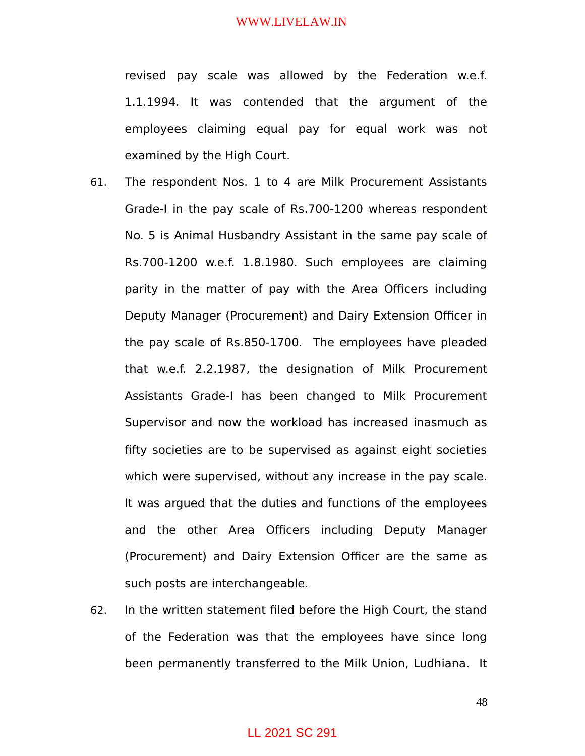revised pay scale was allowed by the Federation w.e.f. 1.1.1994. It was contended that the argument of the employees claiming equal pay for equal work was not examined by the High Court.

61. The respondent Nos. 1 to 4 are Milk Procurement Assistants Grade-I in the pay scale of Rs.700-1200 whereas respondent No. 5 is Animal Husbandry Assistant in the same pay scale of Rs.700-1200 w.e.f. 1.8.1980. Such employees are claiming parity in the matter of pay with the Area Officers including Deputy Manager (Procurement) and Dairy Extension Officer in the pay scale of Rs.850-1700. The employees have pleaded that w.e.f. 2.2.1987, the designation of Milk Procurement Assistants Grade-I has been changed to Milk Procurement Supervisor and now the workload has increased inasmuch as fifty societies are to be supervised as against eight societies which were supervised, without any increase in the pay scale. It was argued that the duties and functions of the employees and the other Area Officers including Deputy Manager (Procurement) and Dairy Extension Officer are the same as such posts are interchangeable.

62. In the written statement filed before the High Court, the stand of the Federation was that the employees have since long been permanently transferred to the Milk Union, Ludhiana. It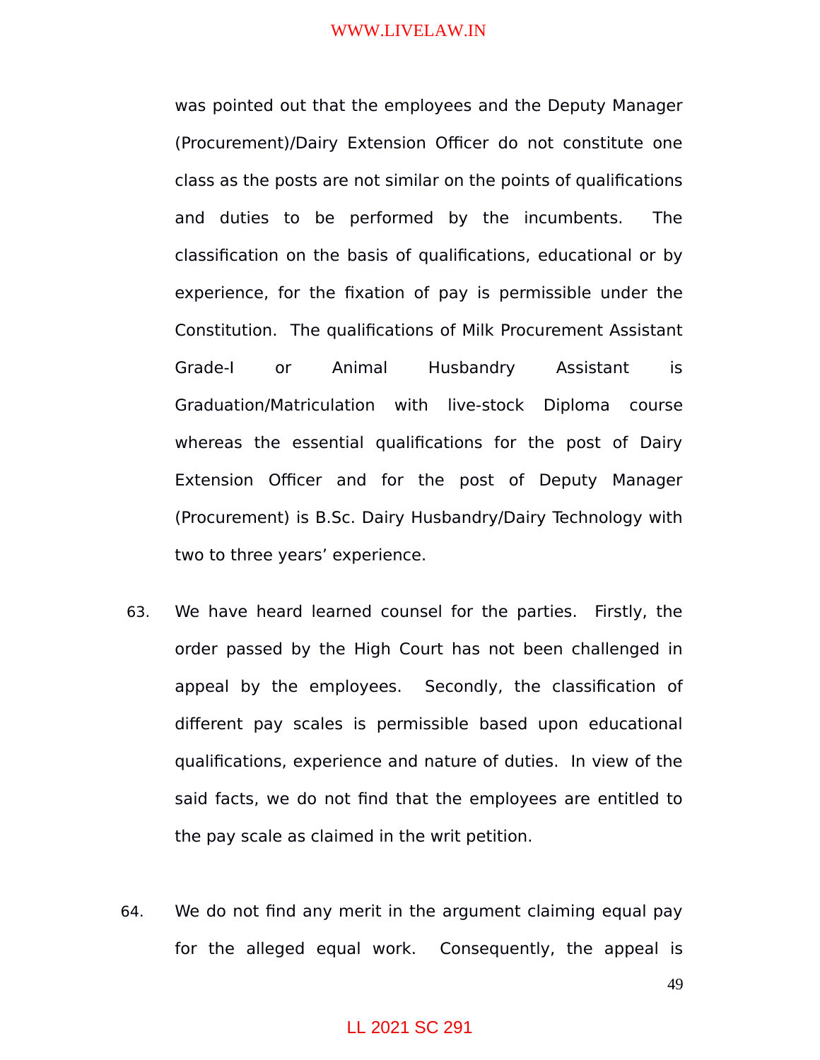was pointed out that the employees and the Deputy Manager (Procurement)/Dairy Extension Officer do not constitute one class as the posts are not similar on the points of qualifications and duties to be performed by the incumbents. The classification on the basis of qualifications, educational or by experience, for the fixation of pay is permissible under the Constitution. The qualifications of Milk Procurement Assistant Grade-I or Animal Husbandry Assistant is Graduation/Matriculation with live-stock Diploma course whereas the essential qualifications for the post of Dairy Extension Officer and for the post of Deputy Manager (Procurement) is B.Sc. Dairy Husbandry/Dairy Technology with two to three years' experience.

63. We have heard learned counsel for the parties. Firstly, the order passed by the High Court has not been challenged in appeal by the employees. Secondly, the classification of different pay scales is permissible based upon educational qualifications, experience and nature of duties. In view of the said facts, we do not find that the employees are entitled to the pay scale as claimed in the writ petition.

64. We do not find any merit in the argument claiming equal pay for the alleged equal work. Consequently, the appeal is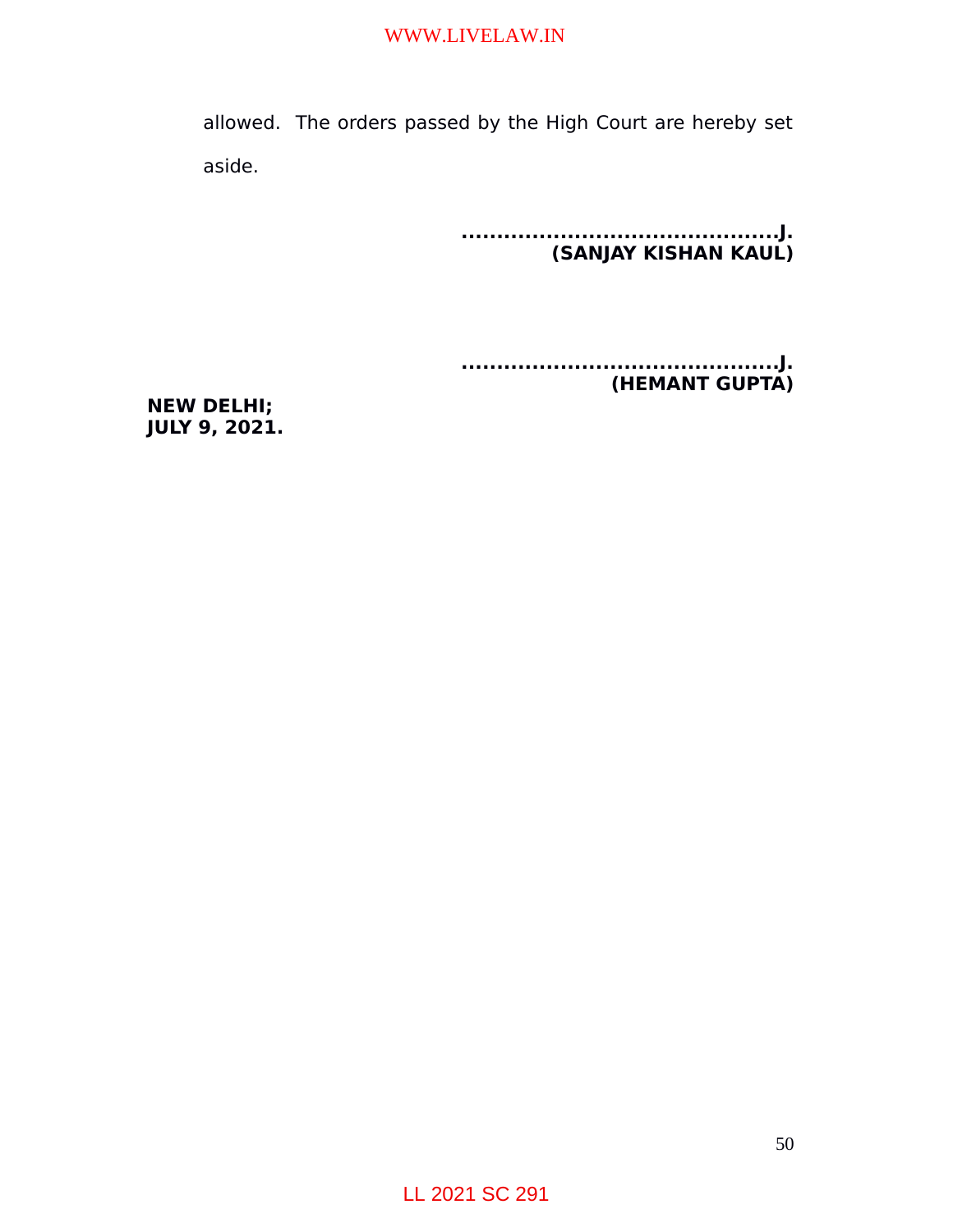allowed. The orders passed by the High Court are hereby set aside.

**..........................................J.**
**(SANJAY KISHAN KAUL)**

**..........................................J.**
**(HEMANT GUPTA)**

**NEW DELHI;**
**JULY 9, 2021.**